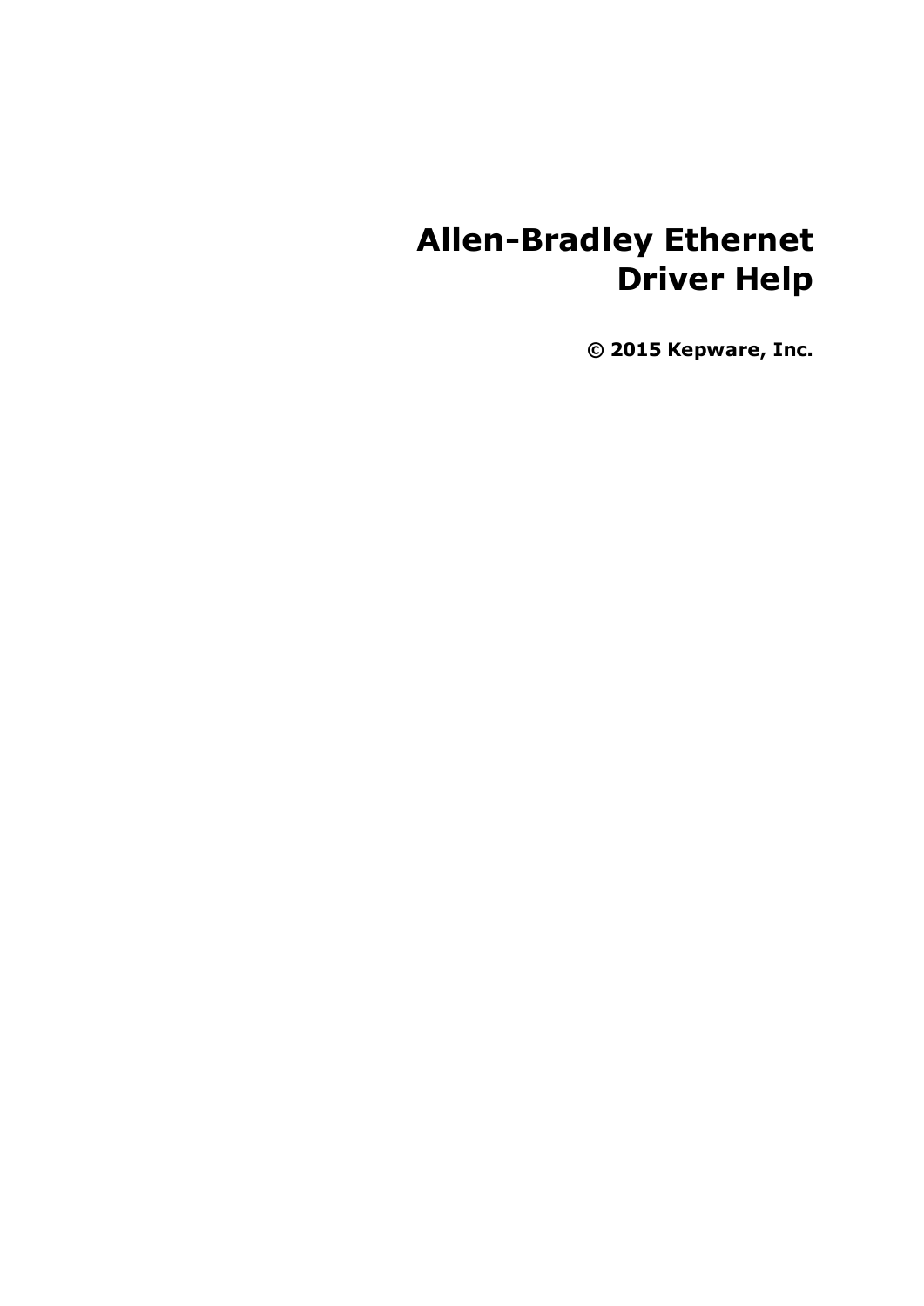# Allen-Bradley Ethernet Driver Help

**© 2015 Kepware, Inc.**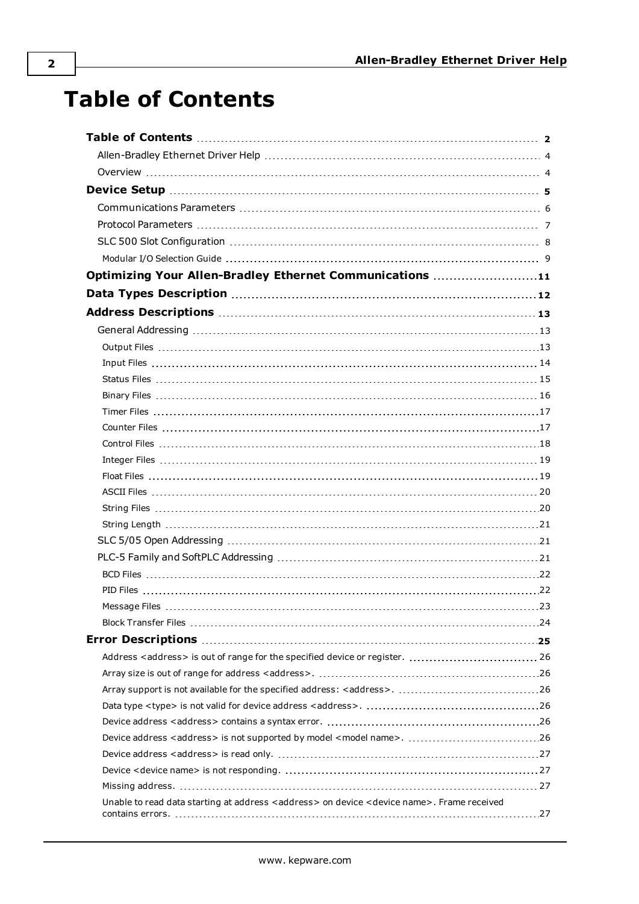# Table of Contents

| | |
|---|---|
| **Table of Contents** | **2** |
| Allen-Bradley Ethernet Driver Help | 4 |
| Overview | 4 |
| **Device Setup** | **5** |
| Communications Parameters | 6 |
| Protocol Parameters | 7 |
| SLC 500 Slot Configuration | 8 |
| Modular I/O Selection Guide | 9 |
| **Optimizing Your Allen-Bradley Ethernet Communications** | **11** |
| **Data Types Description** | **12** |
| **Address Descriptions** | **13** |
| General Addressing | 13 |
| Output Files | 13 |
| Input Files | 14 |
| Status Files | 15 |
| Binary Files | 16 |
| Timer Files | 17 |
| Counter Files | 17 |
| Control Files | 18 |
| Integer Files | 19 |
| Float Files | 19 |
| ASCII Files | 20 |
| String Files | 20 |
| String Length | 21 |
| SLC 5/05 Open Addressing | 21 |
| PLC-5 Family and SoftPLC Addressing | 21 |
| BCD Files | 22 |
| PID Files | 22 |
| Message Files | 23 |
| Block Transfer Files | 24 |
| **Error Descriptions** | **25** |
| Address <address> is out of range for the specified device or register. | 26 |
| Array size is out of range for address <address>. | 26 |
| Array support is not available for the specified address: <address>. | 26 |
| Data type <type> is not valid for device address <address>. | 26 |
| Device address <address> contains a syntax error. | 26 |
| Device address <address> is not supported by model <model name>. | 26 |
| Device address <address> is read only. | 27 |
| Device <device name> is not responding. | 27 |
| Missing address. | 27 |
| Unable to read data starting at address <address> on device <device name>. Frame received contains errors. | 27 |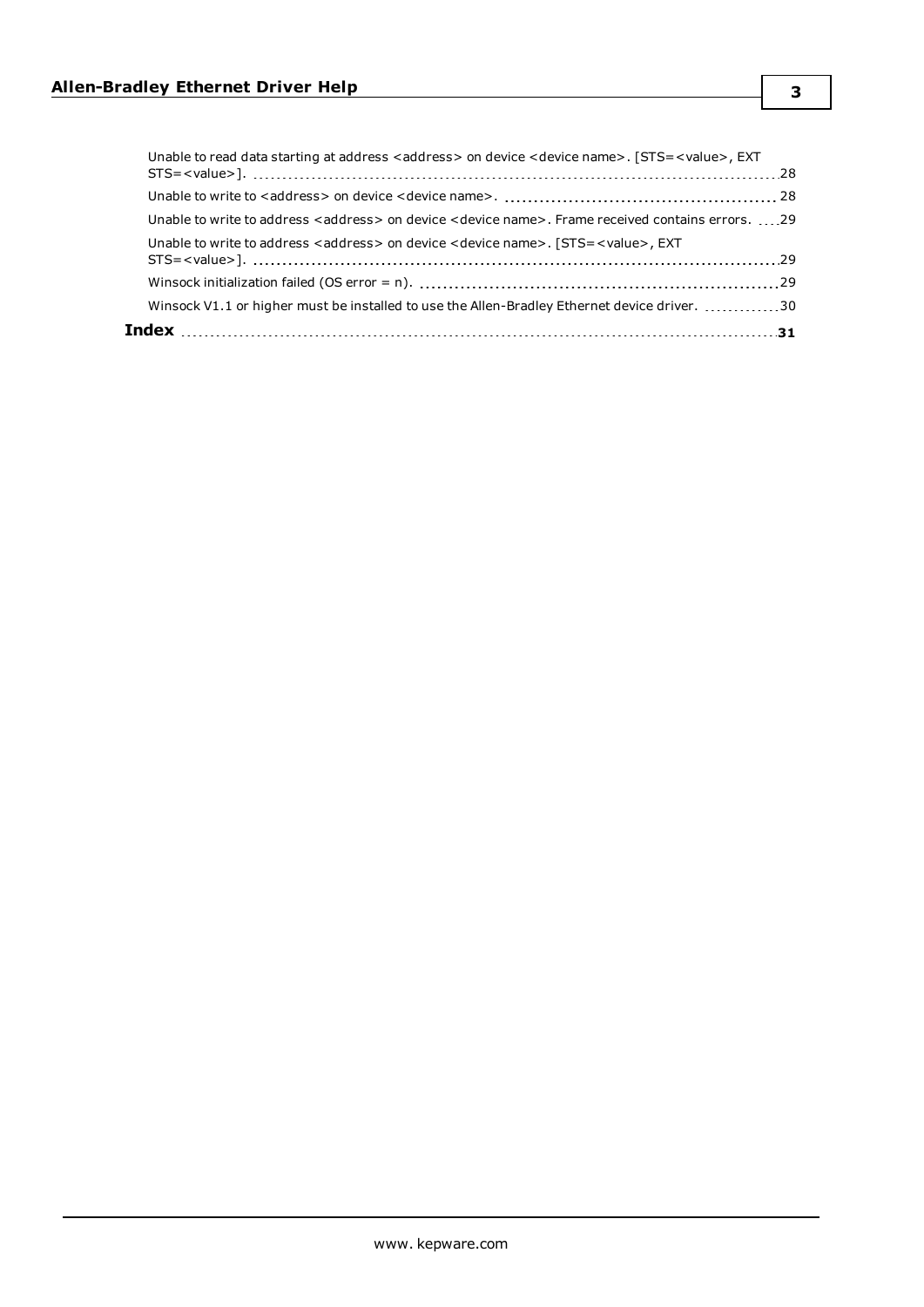Unable to read data starting at address <address> on device <device name>. [STS=<value>, EXT STS=<value>]. 28

Unable to write to <address> on device <device name>. 28

Unable to write to address <address> on device <device name>. Frame received contains errors. 29

Unable to write to address <address> on device <device name>. [STS=<value>, EXT STS=<value>]. 29

Winsock initialization failed (OS error = n). 29

Winsock V1.1 or higher must be installed to use the Allen-Bradley Ethernet device driver. 30

**Index** **31**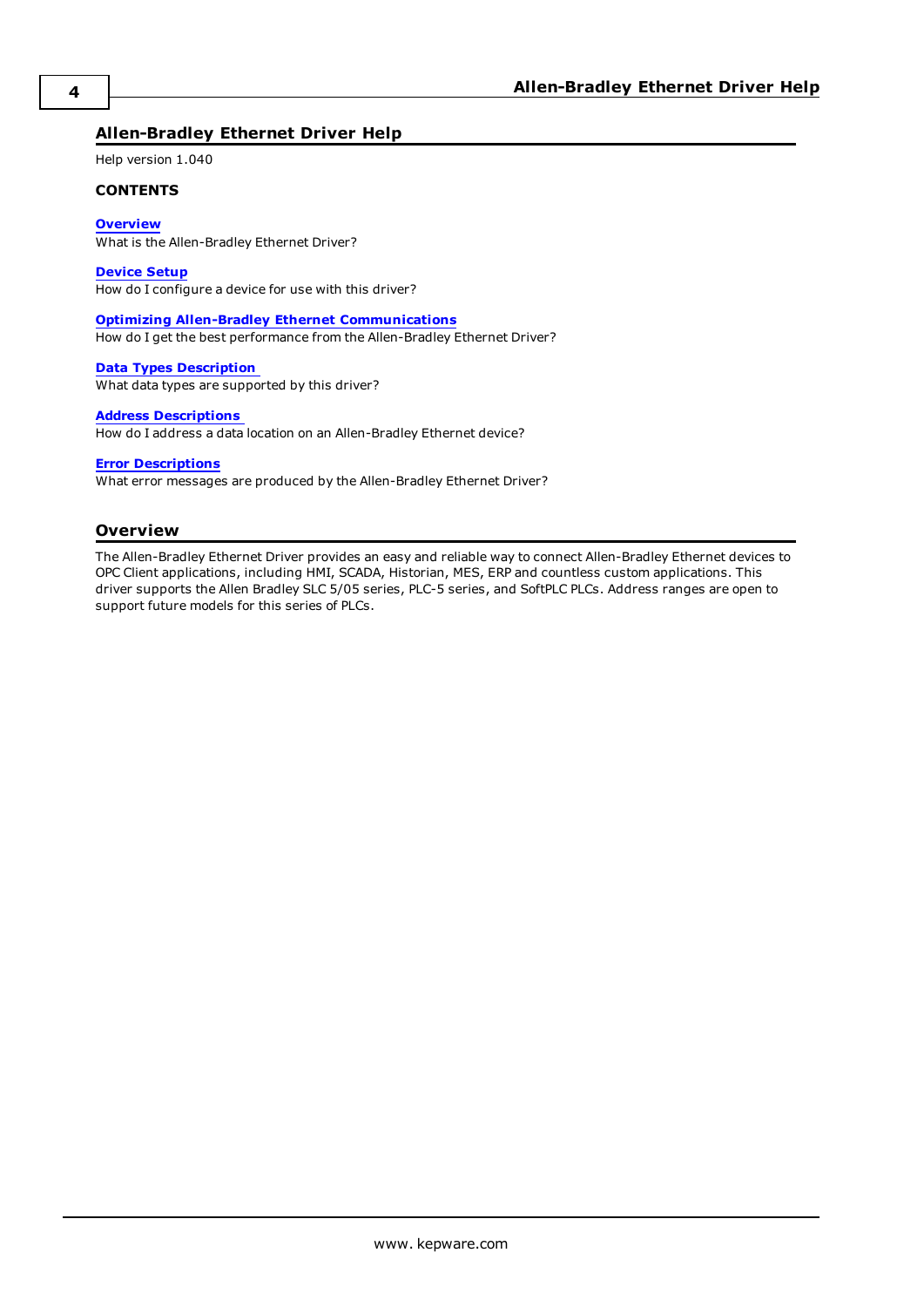# Allen-Bradley Ethernet Driver Help

Help version 1.040

**CONTENTS**

**Overview**
What is the Allen-Bradley Ethernet Driver?

**Device Setup**
How do I configure a device for use with this driver?

**Optimizing Allen-Bradley Ethernet Communications**
How do I get the best performance from the Allen-Bradley Ethernet Driver?

**Data Types Description**
What data types are supported by this driver?

**Address Descriptions**
How do I address a data location on an Allen-Bradley Ethernet device?

**Error Descriptions**
What error messages are produced by the Allen-Bradley Ethernet Driver?

## Overview

The Allen-Bradley Ethernet Driver provides an easy and reliable way to connect Allen-Bradley Ethernet devices to OPC Client applications, including HMI, SCADA, Historian, MES, ERP and countless custom applications. This driver supports the Allen Bradley SLC 5/05 series, PLC-5 series, and SoftPLC PLCs. Address ranges are open to support future models for this series of PLCs.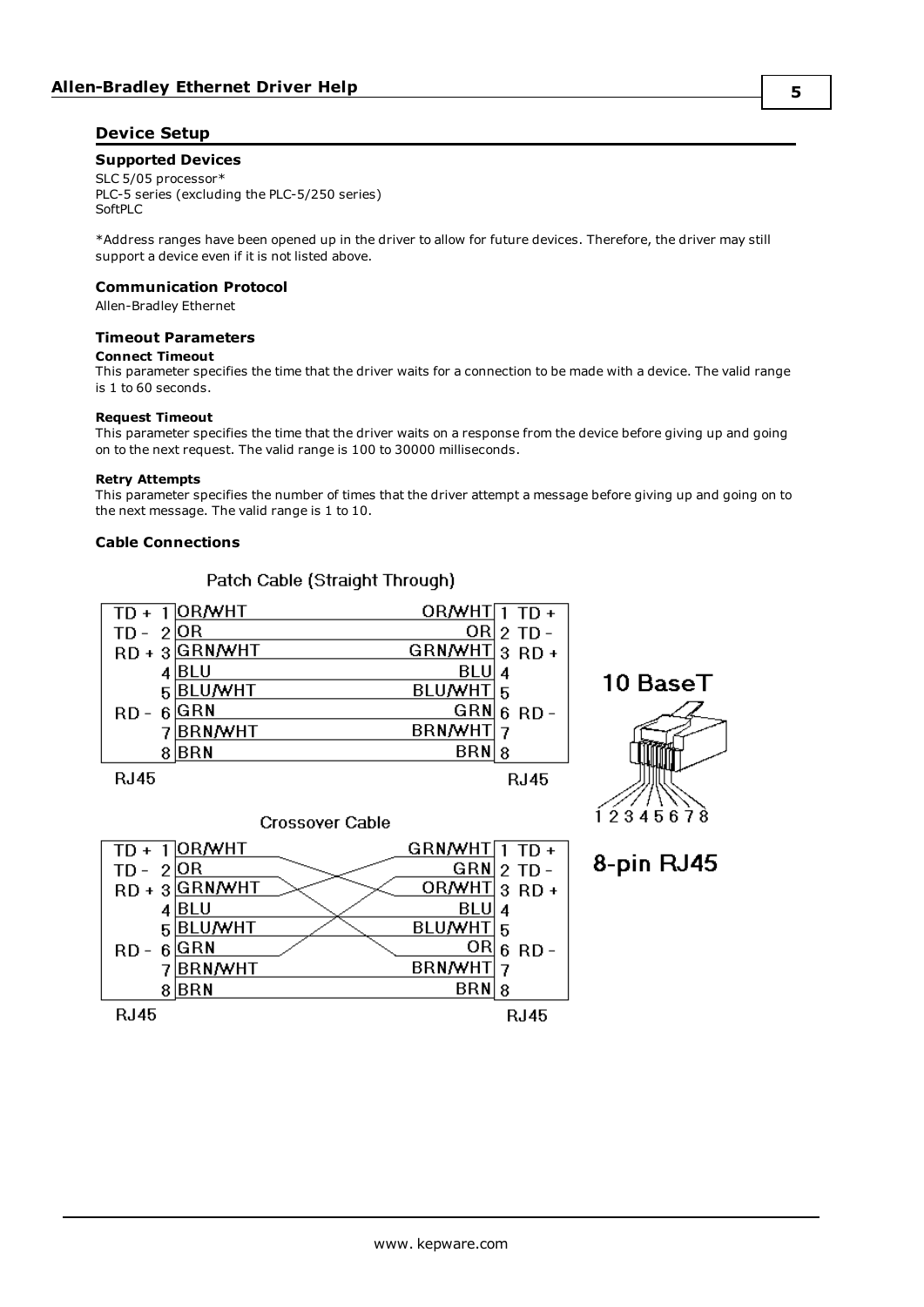## Device Setup

### Supported Devices

SLC 5/05 processor*
PLC-5 series (excluding the PLC-5/250 series)
SoftPLC

*Address ranges have been opened up in the driver to allow for future devices. Therefore, the driver may still support a device even if it is not listed above.

### Communication Protocol

Allen-Bradley Ethernet

### Timeout Parameters

#### Connect Timeout

This parameter specifies the time that the driver waits for a connection to be made with a device. The valid range is 1 to 60 seconds.

#### Request Timeout

This parameter specifies the time that the driver waits on a response from the device before giving up and going on to the next request. The valid range is 100 to 30000 milliseconds.

#### Retry Attempts

This parameter specifies the number of times that the driver attempt a message before giving up and going on to the next message. The valid range is 1 to 10.

### Cable Connections

Patch Cable (Straight Through)

| RJ45 Signal | Pin | Color | Color | Pin | RJ45 Signal |
|---|---|---|---|---|---|
| TD + | 1 | OR/WHT | OR/WHT | 1 | TD + |
| TD - | 2 | OR | OR | 2 | TD - |
| RD + | 3 | GRN/WHT | GRN/WHT | 3 | RD + |
| | 4 | BLU | BLU | 4 | |
| | 5 | BLU/WHT | BLU/WHT | 5 | |
| RD - | 6 | GRN | GRN | 6 | RD - |
| | 7 | BRN/WHT | BRN/WHT | 7 | |
| | 8 | BRN | BRN | 8 | |

RJ45 — RJ45

Crossover Cable

| RJ45 Signal | Pin | Color | Color | Pin | RJ45 Signal |
|---|---|---|---|---|---|
| TD + | 1 | OR/WHT | GRN/WHT | 1 | TD + |
| TD - | 2 | OR | GRN | 2 | TD - |
| RD + | 3 | GRN/WHT | OR/WHT | 3 | RD + |
| | 4 | BLU | BLU | 4 | |
| | 5 | BLU/WHT | BLU/WHT | 5 | |
| RD - | 6 | GRN | OR | 6 | RD - |
| | 7 | BRN/WHT | BRN/WHT | 7 | |
| | 8 | BRN | BRN | 8 | |

RJ45 — RJ45

10 BaseT

1 2 3 4 5 6 7 8

8-pin RJ45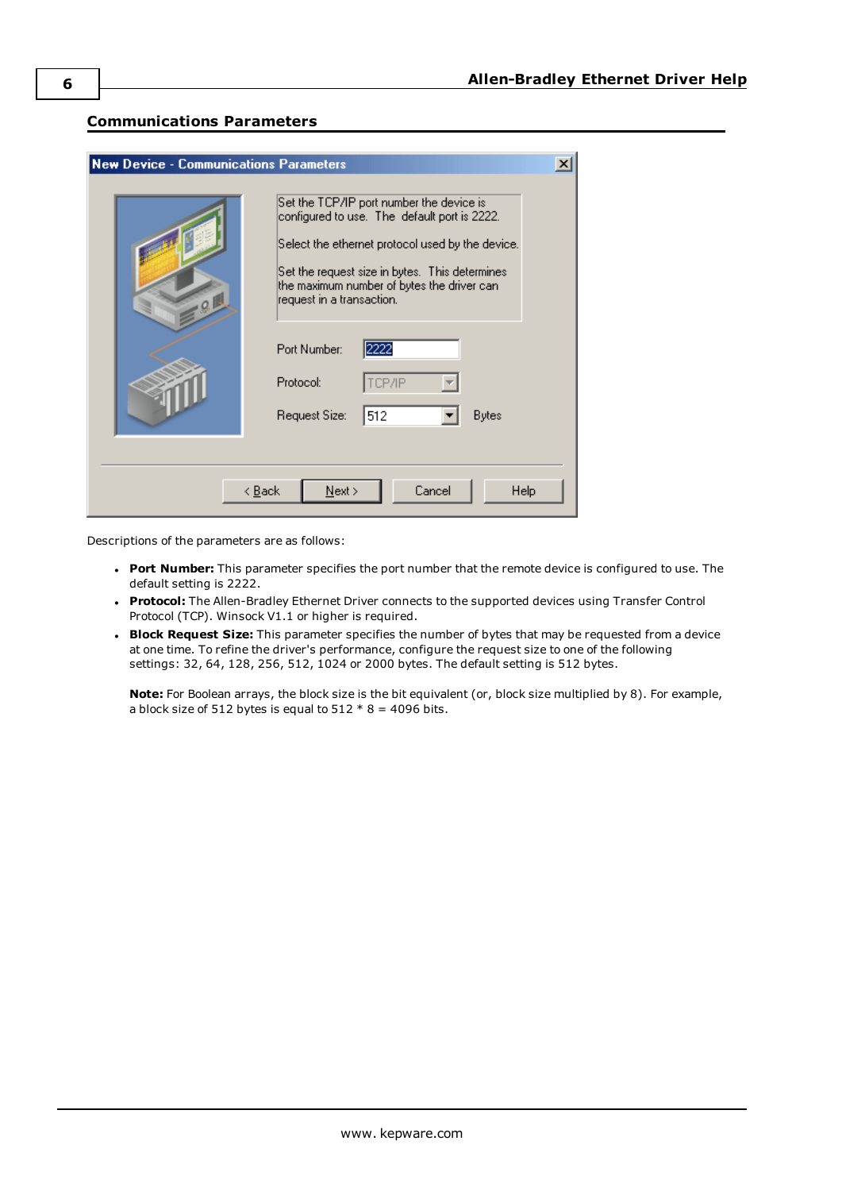## Communications Parameters

Descriptions of the parameters are as follows:

- **Port Number:** This parameter specifies the port number that the remote device is configured to use. The default setting is 2222.
- **Protocol:** The Allen-Bradley Ethernet Driver connects to the supported devices using Transfer Control Protocol (TCP). Winsock V1.1 or higher is required.
- **Block Request Size:** This parameter specifies the number of bytes that may be requested from a device at one time. To refine the driver's performance, configure the request size to one of the following settings: 32, 64, 128, 256, 512, 1024 or 2000 bytes. The default setting is 512 bytes.

  **Note:** For Boolean arrays, the block size is the bit equivalent (or, block size multiplied by 8). For example, a block size of 512 bytes is equal to 512 * 8 = 4096 bits.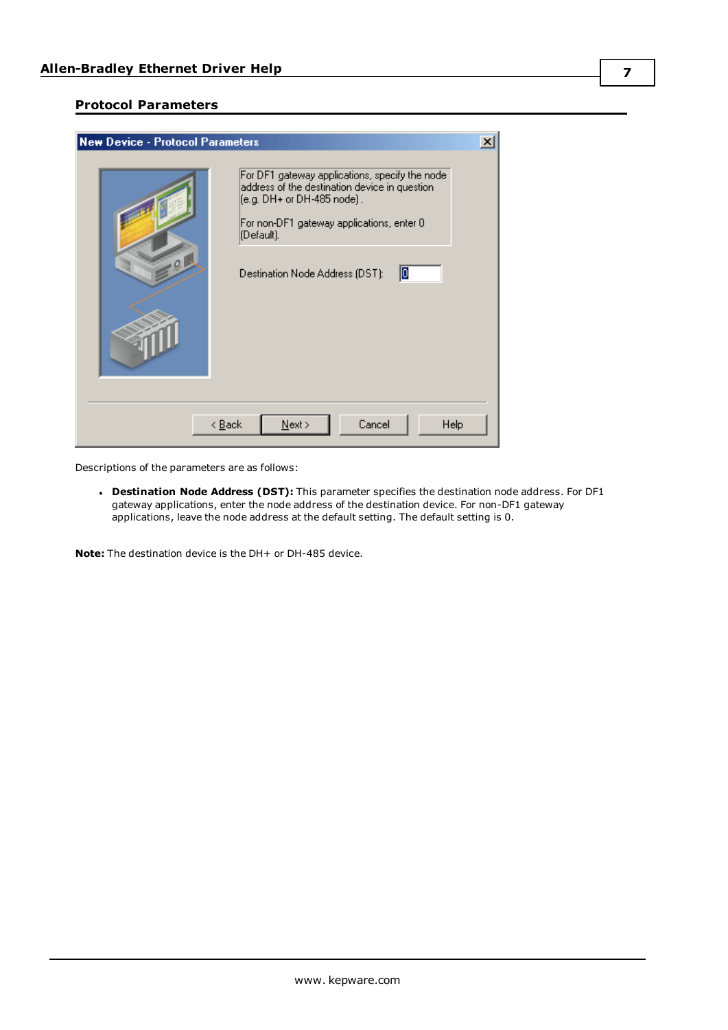## Protocol Parameters

Descriptions of the parameters are as follows:

- **Destination Node Address (DST):** This parameter specifies the destination node address. For DF1 gateway applications, enter the node address of the destination device. For non-DF1 gateway applications, leave the node address at the default setting. The default setting is 0.

**Note:** The destination device is the DH+ or DH-485 device.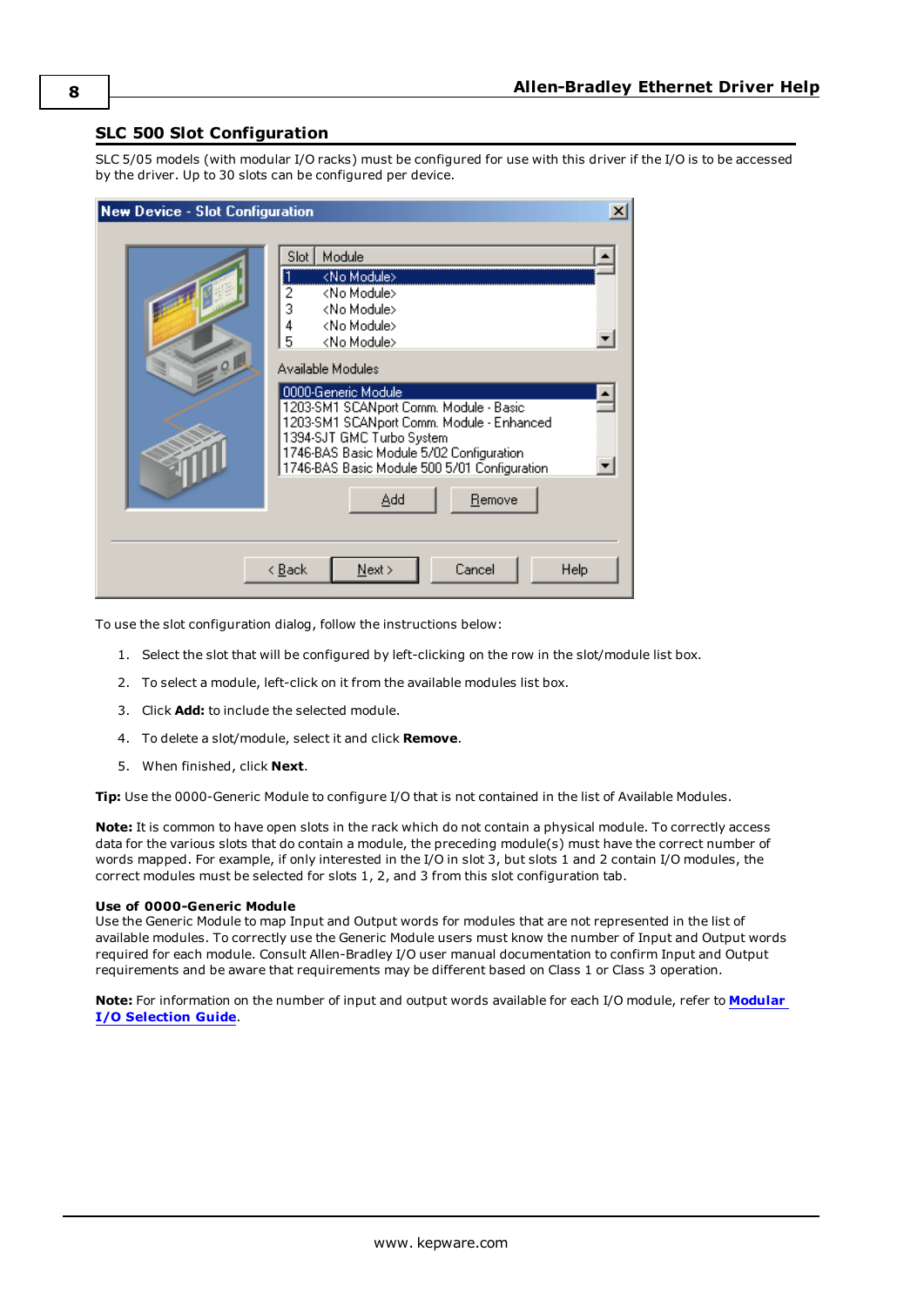## SLC 500 Slot Configuration

SLC 5/05 models (with modular I/O racks) must be configured for use with this driver if the I/O is to be accessed by the driver. Up to 30 slots can be configured per device.

To use the slot configuration dialog, follow the instructions below:

1. Select the slot that will be configured by left-clicking on the row in the slot/module list box.
2. To select a module, left-click on it from the available modules list box.
3. Click **Add:** to include the selected module.
4. To delete a slot/module, select it and click **Remove**.
5. When finished, click **Next**.

**Tip:** Use the 0000-Generic Module to configure I/O that is not contained in the list of Available Modules.

**Note:** It is common to have open slots in the rack which do not contain a physical module. To correctly access data for the various slots that do contain a module, the preceding module(s) must have the correct number of words mapped. For example, if only interested in the I/O in slot 3, but slots 1 and 2 contain I/O modules, the correct modules must be selected for slots 1, 2, and 3 from this slot configuration tab.

**Use of 0000-Generic Module**

Use the Generic Module to map Input and Output words for modules that are not represented in the list of available modules. To correctly use the Generic Module users must know the number of Input and Output words required for each module. Consult Allen-Bradley I/O user manual documentation to confirm Input and Output requirements and be aware that requirements may be different based on Class 1 or Class 3 operation.

**Note:** For information on the number of input and output words available for each I/O module, refer to **Modular I/O Selection Guide**.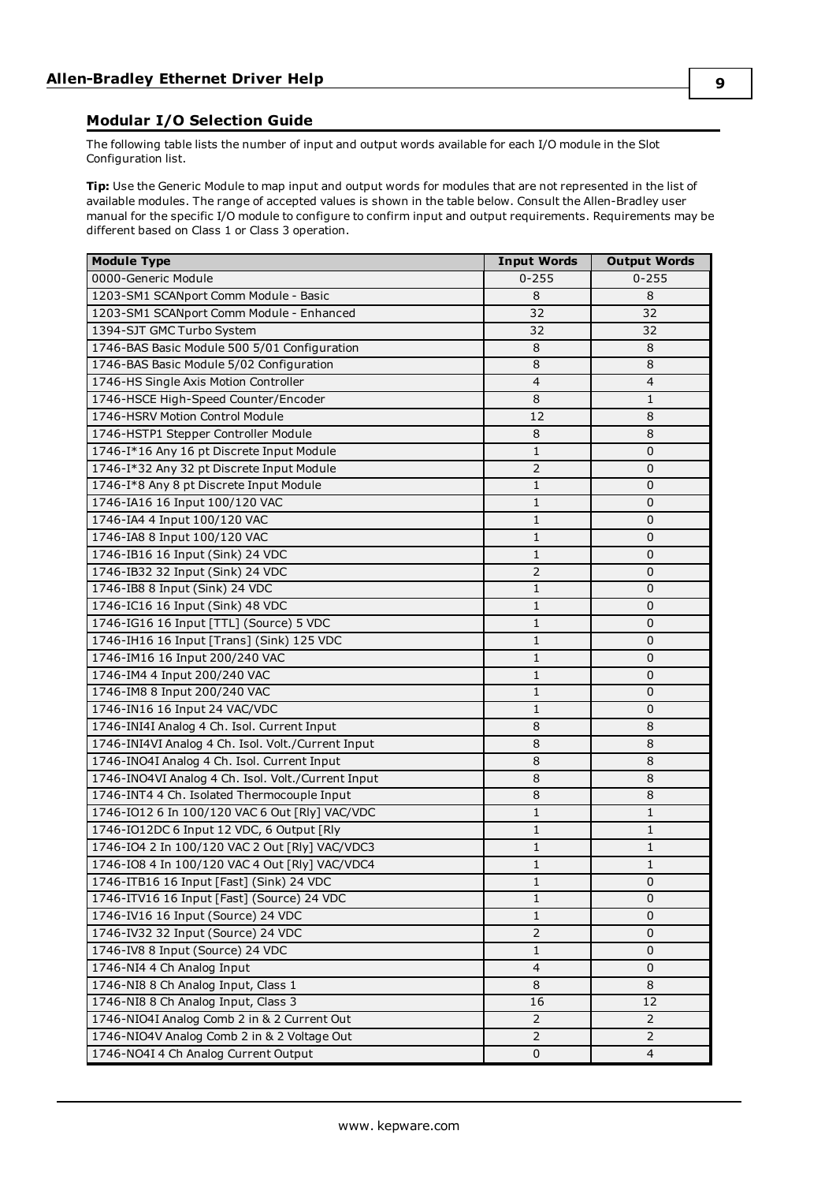## Modular I/O Selection Guide

The following table lists the number of input and output words available for each I/O module in the Slot Configuration list.

**Tip:** Use the Generic Module to map input and output words for modules that are not represented in the list of available modules. The range of accepted values is shown in the table below. Consult the Allen-Bradley user manual for the specific I/O module to configure to confirm input and output requirements. Requirements may be different based on Class 1 or Class 3 operation.

| Module Type | Input Words | Output Words |
|---|---|---|
| 0000-Generic Module | 0-255 | 0-255 |
| 1203-SM1 SCANport Comm Module - Basic | 8 | 8 |
| 1203-SM1 SCANport Comm Module - Enhanced | 32 | 32 |
| 1394-SJT GMC Turbo System | 32 | 32 |
| 1746-BAS Basic Module 500 5/01 Configuration | 8 | 8 |
| 1746-BAS Basic Module 5/02 Configuration | 8 | 8 |
| 1746-HS Single Axis Motion Controller | 4 | 4 |
| 1746-HSCE High-Speed Counter/Encoder | 8 | 1 |
| 1746-HSRV Motion Control Module | 12 | 8 |
| 1746-HSTP1 Stepper Controller Module | 8 | 8 |
| 1746-I*16 Any 16 pt Discrete Input Module | 1 | 0 |
| 1746-I*32 Any 32 pt Discrete Input Module | 2 | 0 |
| 1746-I*8 Any 8 pt Discrete Input Module | 1 | 0 |
| 1746-IA16 16 Input 100/120 VAC | 1 | 0 |
| 1746-IA4 4 Input 100/120 VAC | 1 | 0 |
| 1746-IA8 8 Input 100/120 VAC | 1 | 0 |
| 1746-IB16 16 Input (Sink) 24 VDC | 1 | 0 |
| 1746-IB32 32 Input (Sink) 24 VDC | 2 | 0 |
| 1746-IB8 8 Input (Sink) 24 VDC | 1 | 0 |
| 1746-IC16 16 Input (Sink) 48 VDC | 1 | 0 |
| 1746-IG16 16 Input [TTL] (Source) 5 VDC | 1 | 0 |
| 1746-IH16 16 Input [Trans] (Sink) 125 VDC | 1 | 0 |
| 1746-IM16 16 Input 200/240 VAC | 1 | 0 |
| 1746-IM4 4 Input 200/240 VAC | 1 | 0 |
| 1746-IM8 8 Input 200/240 VAC | 1 | 0 |
| 1746-IN16 16 Input 24 VAC/VDC | 1 | 0 |
| 1746-INI4I Analog 4 Ch. Isol. Current Input | 8 | 8 |
| 1746-INI4VI Analog 4 Ch. Isol. Volt./Current Input | 8 | 8 |
| 1746-INO4I Analog 4 Ch. Isol. Current Input | 8 | 8 |
| 1746-INO4VI Analog 4 Ch. Isol. Volt./Current Input | 8 | 8 |
| 1746-INT4 4 Ch. Isolated Thermocouple Input | 8 | 8 |
| 1746-IO12 6 In 100/120 VAC 6 Out [Rly] VAC/VDC | 1 | 1 |
| 1746-IO12DC 6 Input 12 VDC, 6 Output [Rly | 1 | 1 |
| 1746-IO4 2 In 100/120 VAC 2 Out [Rly] VAC/VDC3 | 1 | 1 |
| 1746-IO8 4 In 100/120 VAC 4 Out [Rly] VAC/VDC4 | 1 | 1 |
| 1746-ITB16 16 Input [Fast] (Sink) 24 VDC | 1 | 0 |
| 1746-ITV16 16 Input [Fast] (Source) 24 VDC | 1 | 0 |
| 1746-IV16 16 Input (Source) 24 VDC | 1 | 0 |
| 1746-IV32 32 Input (Source) 24 VDC | 2 | 0 |
| 1746-IV8 8 Input (Source) 24 VDC | 1 | 0 |
| 1746-NI4 4 Ch Analog Input | 4 | 0 |
| 1746-NI8 8 Ch Analog Input, Class 1 | 8 | 8 |
| 1746-NI8 8 Ch Analog Input, Class 3 | 16 | 12 |
| 1746-NIO4I Analog Comb 2 in & 2 Current Out | 2 | 2 |
| 1746-NIO4V Analog Comb 2 in & 2 Voltage Out | 2 | 2 |
| 1746-NO4I 4 Ch Analog Current Output | 0 | 4 |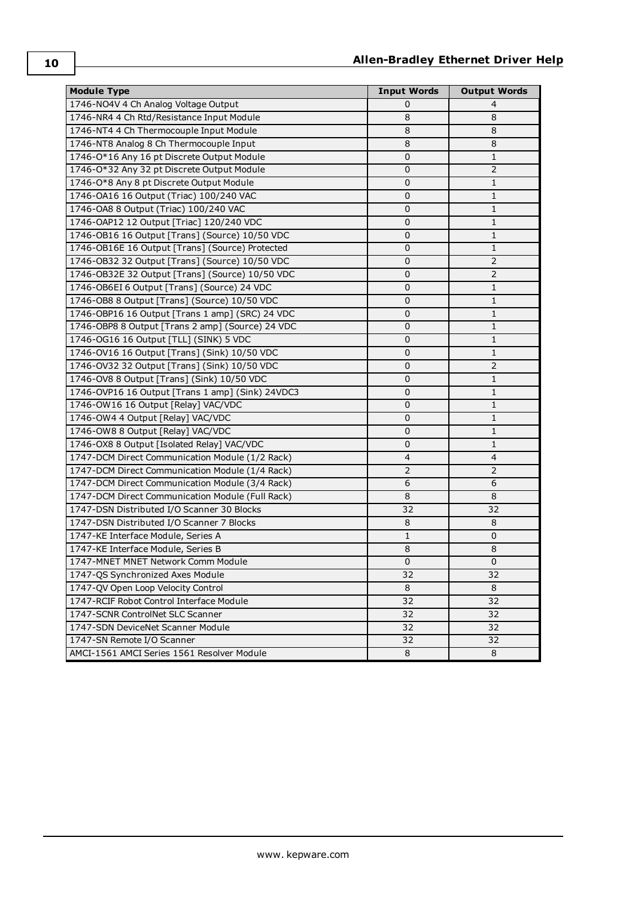| Module Type | Input Words | Output Words |
|---|---|---|
| 1746-NO4V 4 Ch Analog Voltage Output | 0 | 4 |
| 1746-NR4 4 Ch Rtd/Resistance Input Module | 8 | 8 |
| 1746-NT4 4 Ch Thermocouple Input Module | 8 | 8 |
| 1746-NT8 Analog 8 Ch Thermocouple Input | 8 | 8 |
| 1746-O*16 Any 16 pt Discrete Output Module | 0 | 1 |
| 1746-O*32 Any 32 pt Discrete Output Module | 0 | 2 |
| 1746-O*8 Any 8 pt Discrete Output Module | 0 | 1 |
| 1746-OA16 16 Output (Triac) 100/240 VAC | 0 | 1 |
| 1746-OA8 8 Output (Triac) 100/240 VAC | 0 | 1 |
| 1746-OAP12 12 Output [Triac] 120/240 VDC | 0 | 1 |
| 1746-OB16 16 Output [Trans] (Source) 10/50 VDC | 0 | 1 |
| 1746-OB16E 16 Output [Trans] (Source) Protected | 0 | 1 |
| 1746-OB32 32 Output [Trans] (Source) 10/50 VDC | 0 | 2 |
| 1746-OB32E 32 Output [Trans] (Source) 10/50 VDC | 0 | 2 |
| 1746-OB6EI 6 Output [Trans] (Source) 24 VDC | 0 | 1 |
| 1746-OB8 8 Output [Trans] (Source) 10/50 VDC | 0 | 1 |
| 1746-OBP16 16 Output [Trans 1 amp] (SRC) 24 VDC | 0 | 1 |
| 1746-OBP8 8 Output [Trans 2 amp] (Source) 24 VDC | 0 | 1 |
| 1746-OG16 16 Output [TLL] (SINK) 5 VDC | 0 | 1 |
| 1746-OV16 16 Output [Trans] (Sink) 10/50 VDC | 0 | 1 |
| 1746-OV32 32 Output [Trans] (Sink) 10/50 VDC | 0 | 2 |
| 1746-OV8 8 Output [Trans] (Sink) 10/50 VDC | 0 | 1 |
| 1746-OVP16 16 Output [Trans 1 amp] (Sink) 24VDC3 | 0 | 1 |
| 1746-OW16 16 Output [Relay] VAC/VDC | 0 | 1 |
| 1746-OW4 4 Output [Relay] VAC/VDC | 0 | 1 |
| 1746-OW8 8 Output [Relay] VAC/VDC | 0 | 1 |
| 1746-OX8 8 Output [Isolated Relay] VAC/VDC | 0 | 1 |
| 1747-DCM Direct Communication Module (1/2 Rack) | 4 | 4 |
| 1747-DCM Direct Communication Module (1/4 Rack) | 2 | 2 |
| 1747-DCM Direct Communication Module (3/4 Rack) | 6 | 6 |
| 1747-DCM Direct Communication Module (Full Rack) | 8 | 8 |
| 1747-DSN Distributed I/O Scanner 30 Blocks | 32 | 32 |
| 1747-DSN Distributed I/O Scanner 7 Blocks | 8 | 8 |
| 1747-KE Interface Module, Series A | 1 | 0 |
| 1747-KE Interface Module, Series B | 8 | 8 |
| 1747-MNET MNET Network Comm Module | 0 | 0 |
| 1747-QS Synchronized Axes Module | 32 | 32 |
| 1747-QV Open Loop Velocity Control | 8 | 8 |
| 1747-RCIF Robot Control Interface Module | 32 | 32 |
| 1747-SCNR ControlNet SLC Scanner | 32 | 32 |
| 1747-SDN DeviceNet Scanner Module | 32 | 32 |
| 1747-SN Remote I/O Scanner | 32 | 32 |
| AMCI-1561 AMCI Series 1561 Resolver Module | 8 | 8 |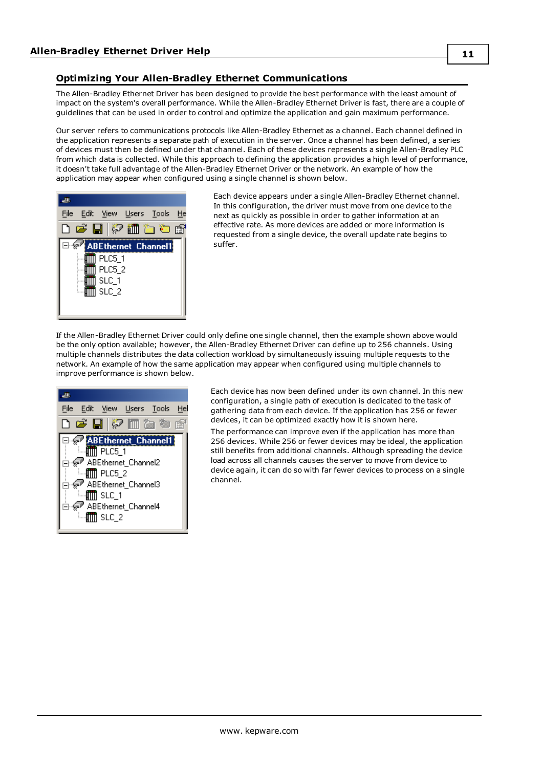## Optimizing Your Allen-Bradley Ethernet Communications

The Allen-Bradley Ethernet Driver has been designed to provide the best performance with the least amount of impact on the system's overall performance. While the Allen-Bradley Ethernet Driver is fast, there are a couple of guidelines that can be used in order to control and optimize the application and gain maximum performance.

Our server refers to communications protocols like Allen-Bradley Ethernet as a channel. Each channel defined in the application represents a separate path of execution in the server. Once a channel has been defined, a series of devices must then be defined under that channel. Each of these devices represents a single Allen-Bradley PLC from which data is collected. While this approach to defining the application provides a high level of performance, it doesn't take full advantage of the Allen-Bradley Ethernet Driver or the network. An example of how the application may appear when configured using a single channel is shown below.

Each device appears under a single Allen-Bradley Ethernet channel. In this configuration, the driver must move from one device to the next as quickly as possible in order to gather information at an effective rate. As more devices are added or more information is requested from a single device, the overall update rate begins to suffer.

If the Allen-Bradley Ethernet Driver could only define one single channel, then the example shown above would be the only option available; however, the Allen-Bradley Ethernet Driver can define up to 256 channels. Using multiple channels distributes the data collection workload by simultaneously issuing multiple requests to the network. An example of how the same application may appear when configured using multiple channels to improve performance is shown below.

Each device has now been defined under its own channel. In this new configuration, a single path of execution is dedicated to the task of gathering data from each device. If the application has 256 or fewer devices, it can be optimized exactly how it is shown here.

The performance can improve even if the application has more than 256 devices. While 256 or fewer devices may be ideal, the application still benefits from additional channels. Although spreading the device load across all channels causes the server to move from device to device again, it can do so with far fewer devices to process on a single channel.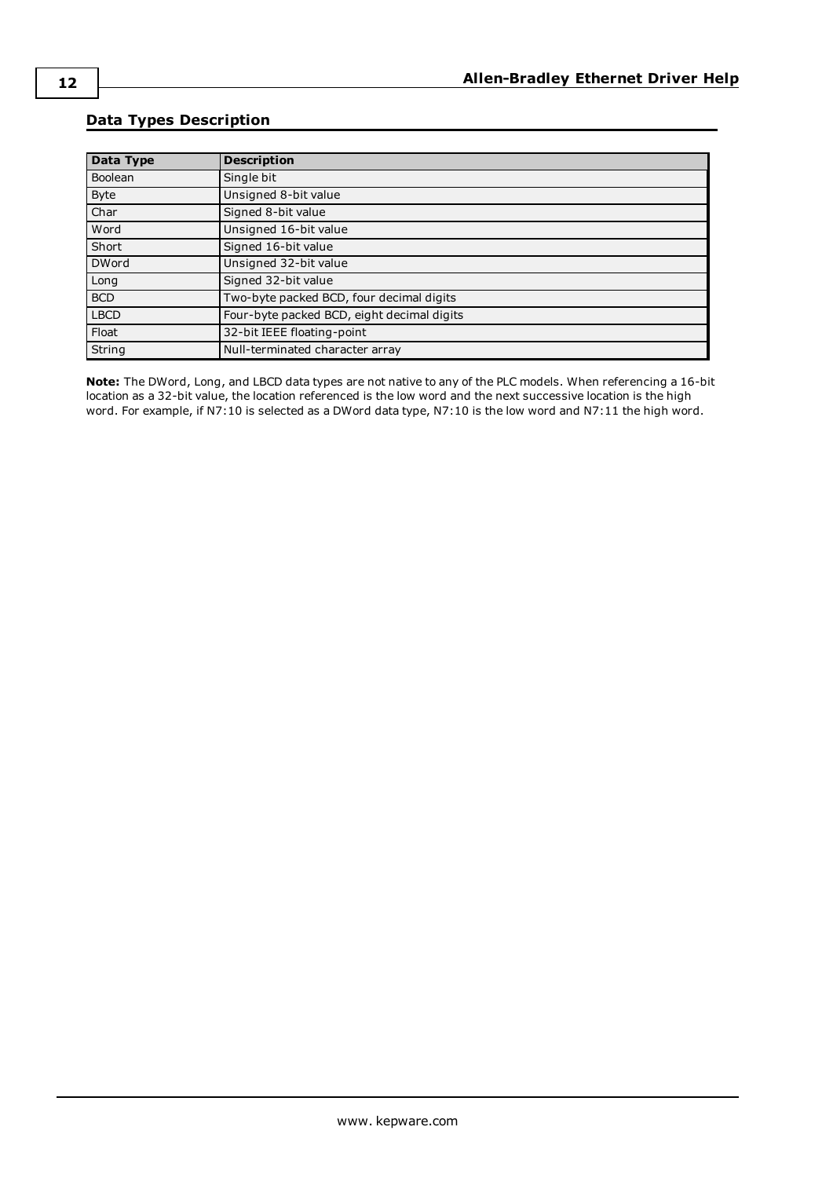## Data Types Description

| Data Type | Description |
| --- | --- |
| Boolean | Single bit |
| Byte | Unsigned 8-bit value |
| Char | Signed 8-bit value |
| Word | Unsigned 16-bit value |
| Short | Signed 16-bit value |
| DWord | Unsigned 32-bit value |
| Long | Signed 32-bit value |
| BCD | Two-byte packed BCD, four decimal digits |
| LBCD | Four-byte packed BCD, eight decimal digits |
| Float | 32-bit IEEE floating-point |
| String | Null-terminated character array |

**Note:** The DWord, Long, and LBCD data types are not native to any of the PLC models. When referencing a 16-bit location as a 32-bit value, the location referenced is the low word and the next successive location is the high word. For example, if N7:10 is selected as a DWord data type, N7:10 is the low word and N7:11 the high word.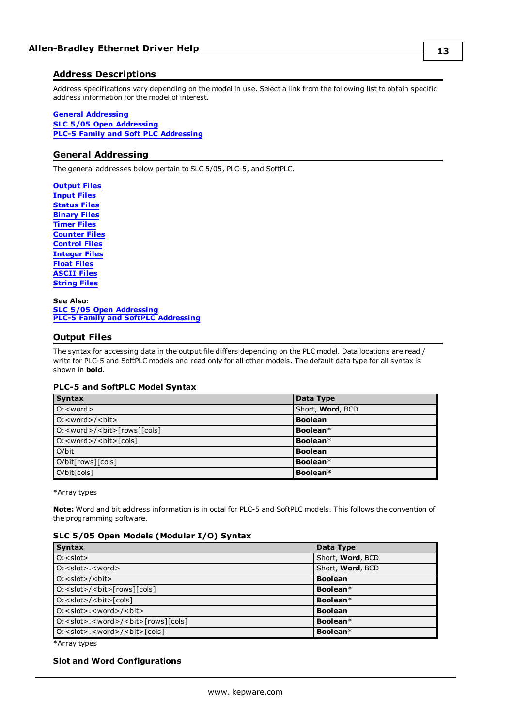## Address Descriptions

Address specifications vary depending on the model in use. Select a link from the following list to obtain specific address information for the model of interest.

**General Addressing**
**SLC 5/05 Open Addressing**
**PLC-5 Family and Soft PLC Addressing**

## General Addressing

The general addresses below pertain to SLC 5/05, PLC-5, and SoftPLC.

**Output Files**
**Input Files**
**Status Files**
**Binary Files**
**Timer Files**
**Counter Files**
**Control Files**
**Integer Files**
**Float Files**
**ASCII Files**
**String Files**

**See Also:**
**SLC 5/05 Open Addressing**
**PLC-5 Family and SoftPLC Addressing**

## Output Files

The syntax for accessing data in the output file differs depending on the PLC model. Data locations are read / write for PLC-5 and SoftPLC models and read only for all other models. The default data type for all syntax is shown in **bold**.

### PLC-5 and SoftPLC Model Syntax

| Syntax | Data Type |
|---|---|
| O:<word> | Short, **Word**, BCD |
| O:<word>/<bit> | **Boolean** |
| O:<word>/<bit>[rows][cols] | **Boolean*** |
| O:<word>/<bit>[cols] | **Boolean*** |
| O/bit | **Boolean** |
| O/bit[rows][cols] | **Boolean*** |
| O/bit[cols] | **Boolean*** |

*Array types

**Note:** Word and bit address information is in octal for PLC-5 and SoftPLC models. This follows the convention of the programming software.

### SLC 5/05 Open Models (Modular I/O) Syntax

| Syntax | Data Type |
|---|---|
| O:<slot> | Short, **Word**, BCD |
| O:<slot>.<word> | Short, **Word**, BCD |
| O:<slot>/<bit> | **Boolean** |
| O:<slot>/<bit>[rows][cols] | **Boolean*** |
| O:<slot>/<bit>[cols] | **Boolean*** |
| O:<slot>.<word>/<bit> | **Boolean** |
| O:<slot>.<word>/<bit>[rows][cols] | **Boolean*** |
| O:<slot>.<word>/<bit>[cols] | **Boolean*** |

*Array types

### Slot and Word Configurations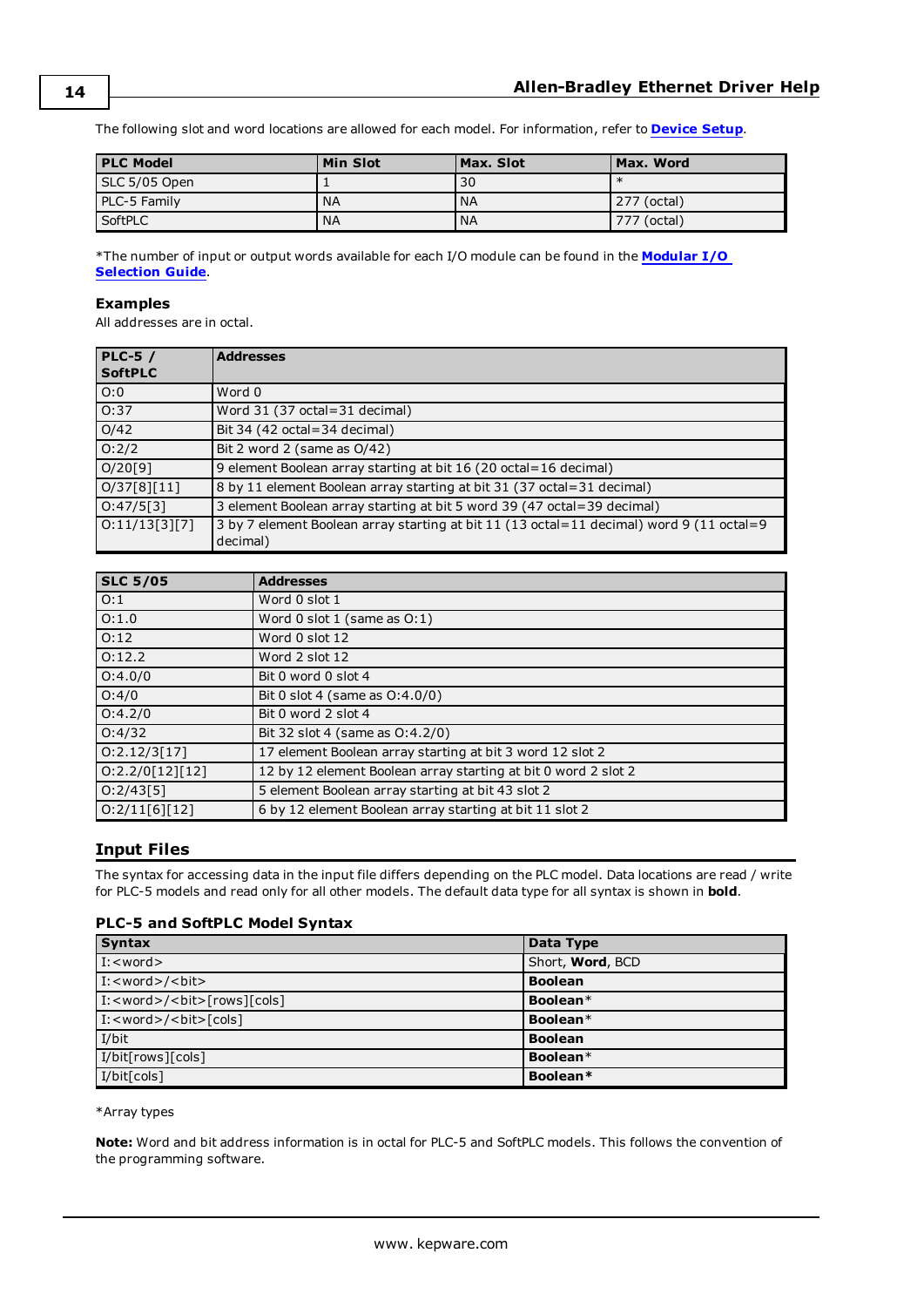The following slot and word locations are allowed for each model. For information, refer to **Device Setup**.

| PLC Model | Min Slot | Max. Slot | Max. Word |
|---|---|---|---|
| SLC 5/05 Open | 1 | 30 | * |
| PLC-5 Family | NA | NA | 277 (octal) |
| SoftPLC | NA | NA | 777 (octal) |

*The number of input or output words available for each I/O module can be found in the **Modular I/O Selection Guide**.

### Examples

All addresses are in octal.

| PLC-5 / SoftPLC | Addresses |
|---|---|
| O:0 | Word 0 |
| O:37 | Word 31 (37 octal=31 decimal) |
| O/42 | Bit 34 (42 octal=34 decimal) |
| O:2/2 | Bit 2 word 2 (same as O/42) |
| O/20[9] | 9 element Boolean array starting at bit 16 (20 octal=16 decimal) |
| O/37[8][11] | 8 by 11 element Boolean array starting at bit 31 (37 octal=31 decimal) |
| O:47/5[3] | 3 element Boolean array starting at bit 5 word 39 (47 octal=39 decimal) |
| O:11/13[3][7] | 3 by 7 element Boolean array starting at bit 11 (13 octal=11 decimal) word 9 (11 octal=9 decimal) |

| SLC 5/05 | Addresses |
|---|---|
| O:1 | Word 0 slot 1 |
| O:1.0 | Word 0 slot 1 (same as O:1) |
| O:12 | Word 0 slot 12 |
| O:12.2 | Word 2 slot 12 |
| O:4.0/0 | Bit 0 word 0 slot 4 |
| O:4/0 | Bit 0 slot 4 (same as O:4.0/0) |
| O:4.2/0 | Bit 0 word 2 slot 4 |
| O:4/32 | Bit 32 slot 4 (same as O:4.2/0) |
| O:2.12/3[17] | 17 element Boolean array starting at bit 3 word 12 slot 2 |
| O:2.2/0[12][12] | 12 by 12 element Boolean array starting at bit 0 word 2 slot 2 |
| O:2/43[5] | 5 element Boolean array starting at bit 43 slot 2 |
| O:2/11[6][12] | 6 by 12 element Boolean array starting at bit 11 slot 2 |

## Input Files

The syntax for accessing data in the input file differs depending on the PLC model. Data locations are read / write for PLC-5 models and read only for all other models. The default data type for all syntax is shown in **bold**.

### PLC-5 and SoftPLC Model Syntax

| Syntax | Data Type |
|---|---|
| I:<word> | Short, **Word**, BCD |
| I:<word>/<bit> | **Boolean** |
| I:<word>/<bit>[rows][cols] | **Boolean*** |
| I:<word>/<bit>[cols] | **Boolean*** |
| I/bit | **Boolean** |
| I/bit[rows][cols] | **Boolean*** |
| I/bit[cols] | **Boolean*** |

*Array types

**Note:** Word and bit address information is in octal for PLC-5 and SoftPLC models. This follows the convention of the programming software.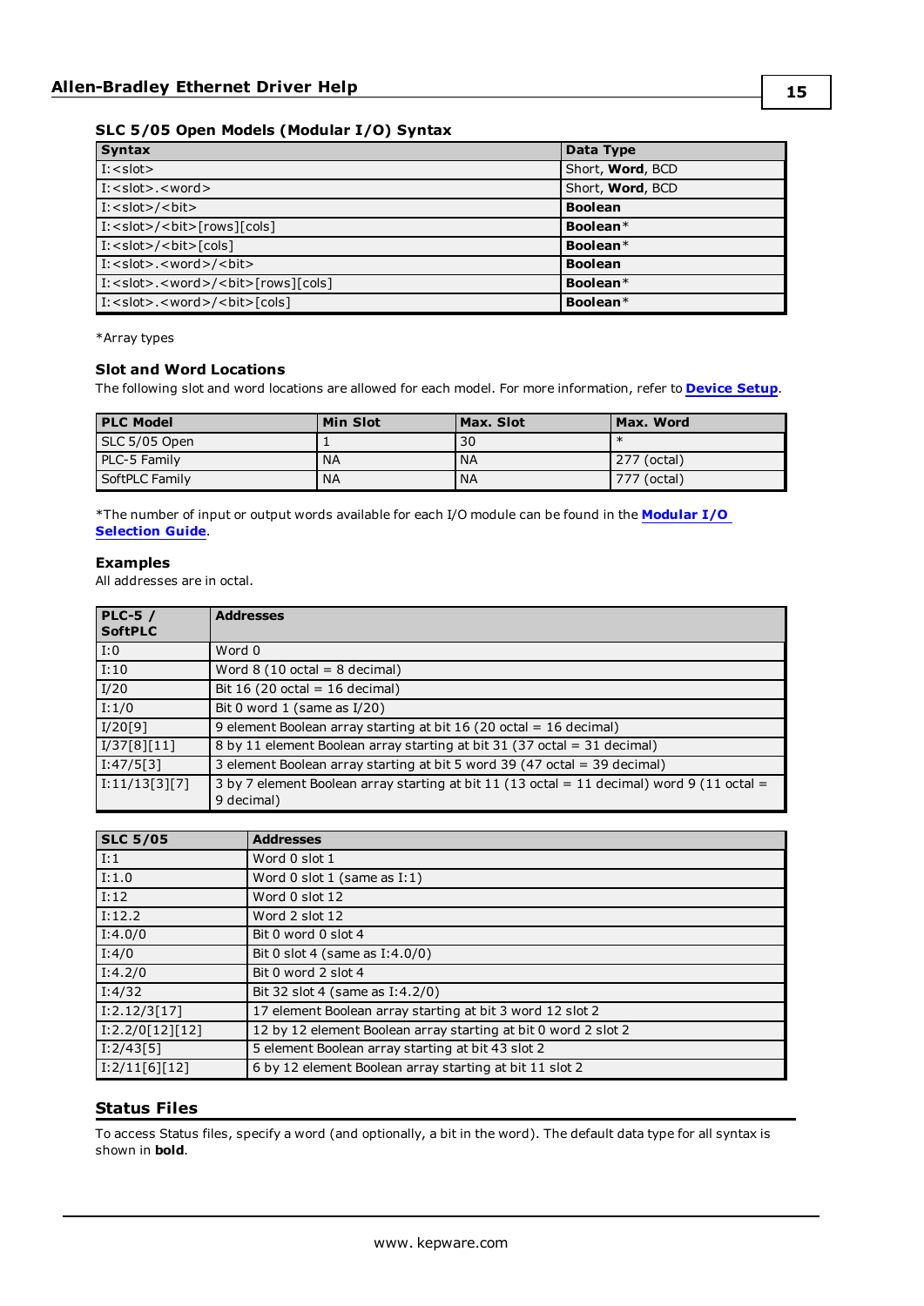### SLC 5/05 Open Models (Modular I/O) Syntax

| Syntax | Data Type |
|---|---|
| I:<slot> | Short, **Word**, BCD |
| I:<slot>.<word> | Short, **Word**, BCD |
| I:<slot>/<bit> | **Boolean** |
| I:<slot>/<bit>[rows][cols] | **Boolean***|
| I:<slot>/<bit>[cols] | **Boolean***|
| I:<slot>.<word>/<bit> | **Boolean** |
| I:<slot>.<word>/<bit>[rows][cols] | **Boolean***|
| I:<slot>.<word>/<bit>[cols] | **Boolean***|

*Array types

### Slot and Word Locations

The following slot and word locations are allowed for each model. For more information, refer to **Device Setup**.

| PLC Model | Min Slot | Max. Slot | Max. Word |
|---|---|---|---|
| SLC 5/05 Open | 1 | 30 | * |
| PLC-5 Family | NA | NA | 277 (octal) |
| SoftPLC Family | NA | NA | 777 (octal) |

*The number of input or output words available for each I/O module can be found in the **Modular I/O Selection Guide**.

### Examples

All addresses are in octal.

| PLC-5 / SoftPLC | Addresses |
|---|---|
| I:0 | Word 0 |
| I:10 | Word 8 (10 octal = 8 decimal) |
| I/20 | Bit 16 (20 octal = 16 decimal) |
| I:1/0 | Bit 0 word 1 (same as I/20) |
| I/20[9] | 9 element Boolean array starting at bit 16 (20 octal = 16 decimal) |
| I/37[8][11] | 8 by 11 element Boolean array starting at bit 31 (37 octal = 31 decimal) |
| I:47/5[3] | 3 element Boolean array starting at bit 5 word 39 (47 octal = 39 decimal) |
| I:11/13[3][7] | 3 by 7 element Boolean array starting at bit 11 (13 octal = 11 decimal) word 9 (11 octal = 9 decimal) |

| SLC 5/05 | Addresses |
|---|---|
| I:1 | Word 0 slot 1 |
| I:1.0 | Word 0 slot 1 (same as I:1) |
| I:12 | Word 0 slot 12 |
| I:12.2 | Word 2 slot 12 |
| I:4.0/0 | Bit 0 word 0 slot 4 |
| I:4/0 | Bit 0 slot 4 (same as I:4.0/0) |
| I:4.2/0 | Bit 0 word 2 slot 4 |
| I:4/32 | Bit 32 slot 4 (same as I:4.2/0) |
| I:2.12/3[17] | 17 element Boolean array starting at bit 3 word 12 slot 2 |
| I:2.2/0[12][12] | 12 by 12 element Boolean array starting at bit 0 word 2 slot 2 |
| I:2/43[5] | 5 element Boolean array starting at bit 43 slot 2 |
| I:2/11[6][12] | 6 by 12 element Boolean array starting at bit 11 slot 2 |

## Status Files

To access Status files, specify a word (and optionally, a bit in the word). The default data type for all syntax is shown in **bold**.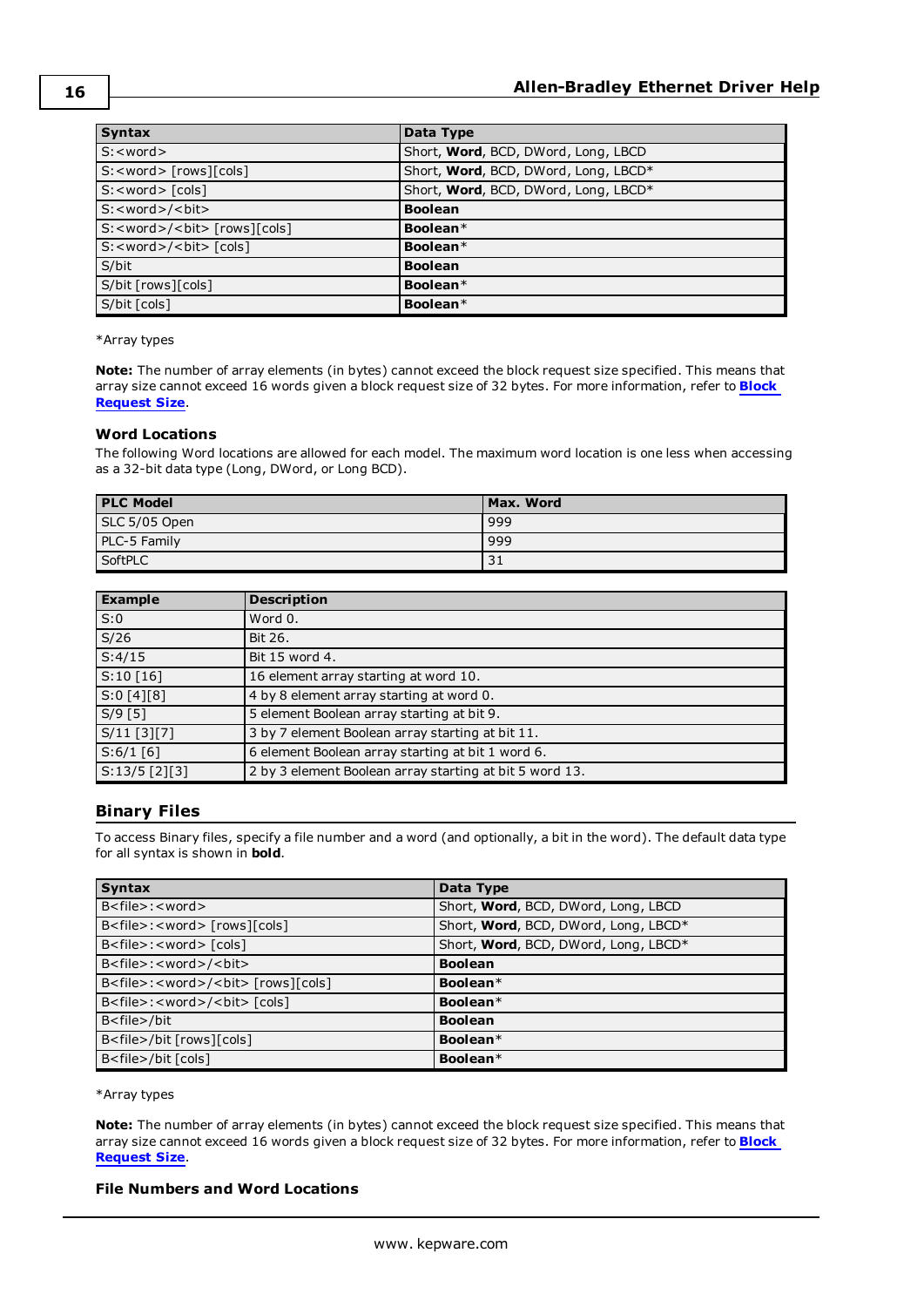| Syntax | Data Type |
|---|---|
| S:<word> | Short, **Word**, BCD, DWord, Long, LBCD |
| S:<word> [rows][cols] | Short, **Word**, BCD, DWord, Long, LBCD* |
| S:<word> [cols] | Short, **Word**, BCD, DWord, Long, LBCD* |
| S:<word>/<bit> | **Boolean** |
| S:<word>/<bit> [rows][cols] | **Boolean*** |
| S:<word>/<bit> [cols] | **Boolean*** |
| S/bit | **Boolean** |
| S/bit [rows][cols] | **Boolean*** |
| S/bit [cols] | **Boolean*** |

*Array types

**Note:** The number of array elements (in bytes) cannot exceed the block request size specified. This means that array size cannot exceed 16 words given a block request size of 32 bytes. For more information, refer to **Block Request Size**.

### Word Locations

The following Word locations are allowed for each model. The maximum word location is one less when accessing as a 32-bit data type (Long, DWord, or Long BCD).

| PLC Model | Max. Word |
|---|---|
| SLC 5/05 Open | 999 |
| PLC-5 Family | 999 |
| SoftPLC | 31 |

| Example | Description |
|---|---|
| S:0 | Word 0. |
| S/26 | Bit 26. |
| S:4/15 | Bit 15 word 4. |
| S:10 [16] | 16 element array starting at word 10. |
| S:0 [4][8] | 4 by 8 element array starting at word 0. |
| S/9 [5] | 5 element Boolean array starting at bit 9. |
| S/11 [3][7] | 3 by 7 element Boolean array starting at bit 11. |
| S:6/1 [6] | 6 element Boolean array starting at bit 1 word 6. |
| S:13/5 [2][3] | 2 by 3 element Boolean array starting at bit 5 word 13. |

## Binary Files

To access Binary files, specify a file number and a word (and optionally, a bit in the word). The default data type for all syntax is shown in **bold**.

| Syntax | Data Type |
|---|---|
| B<file>:<word> | Short, **Word**, BCD, DWord, Long, LBCD |
| B<file>:<word> [rows][cols] | Short, **Word**, BCD, DWord, Long, LBCD* |
| B<file>:<word> [cols] | Short, **Word**, BCD, DWord, Long, LBCD* |
| B<file>:<word>/<bit> | **Boolean** |
| B<file>:<word>/<bit> [rows][cols] | **Boolean*** |
| B<file>:<word>/<bit> [cols] | **Boolean*** |
| B<file>/bit | **Boolean** |
| B<file>/bit [rows][cols] | **Boolean*** |
| B<file>/bit [cols] | **Boolean*** |

*Array types

**Note:** The number of array elements (in bytes) cannot exceed the block request size specified. This means that array size cannot exceed 16 words given a block request size of 32 bytes. For more information, refer to **Block Request Size**.

### File Numbers and Word Locations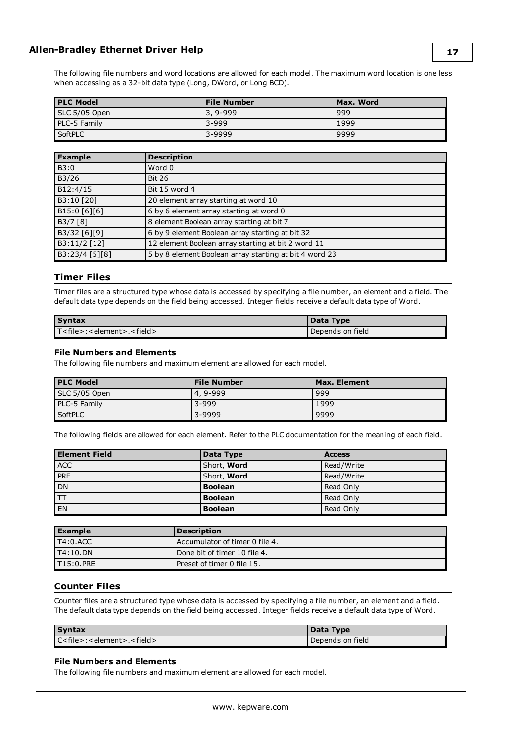The following file numbers and word locations are allowed for each model. The maximum word location is one less when accessing as a 32-bit data type (Long, DWord, or Long BCD).

| PLC Model | File Number | Max. Word |
|---|---|---|
| SLC 5/05 Open | 3, 9-999 | 999 |
| PLC-5 Family | 3-999 | 1999 |
| SoftPLC | 3-9999 | 9999 |

| Example | Description |
|---|---|
| B3:0 | Word 0 |
| B3/26 | Bit 26 |
| B12:4/15 | Bit 15 word 4 |
| B3:10 [20] | 20 element array starting at word 10 |
| B15:0 [6][6] | 6 by 6 element array starting at word 0 |
| B3/7 [8] | 8 element Boolean array starting at bit 7 |
| B3/32 [6][9] | 6 by 9 element Boolean array starting at bit 32 |
| B3:11/2 [12] | 12 element Boolean array starting at bit 2 word 11 |
| B3:23/4 [5][8] | 5 by 8 element Boolean array starting at bit 4 word 23 |

## Timer Files

Timer files are a structured type whose data is accessed by specifying a file number, an element and a field. The default data type depends on the field being accessed. Integer fields receive a default data type of Word.

| Syntax | Data Type |
|---|---|
| T<file>:<element>.<field> | Depends on field |

### File Numbers and Elements

The following file numbers and maximum element are allowed for each model.

| PLC Model | File Number | Max. Element |
|---|---|---|
| SLC 5/05 Open | 4, 9-999 | 999 |
| PLC-5 Family | 3-999 | 1999 |
| SoftPLC | 3-9999 | 9999 |

The following fields are allowed for each element. Refer to the PLC documentation for the meaning of each field.

| Element Field | Data Type | Access |
|---|---|---|
| ACC | Short, **Word** | Read/Write |
| PRE | Short, **Word** | Read/Write |
| DN | **Boolean** | Read Only |
| TT | **Boolean** | Read Only |
| EN | **Boolean** | Read Only |

| Example | Description |
|---|---|
| T4:0.ACC | Accumulator of timer 0 file 4. |
| T4:10.DN | Done bit of timer 10 file 4. |
| T15:0.PRE | Preset of timer 0 file 15. |

## Counter Files

Counter files are a structured type whose data is accessed by specifying a file number, an element and a field. The default data type depends on the field being accessed. Integer fields receive a default data type of Word.

| Syntax | Data Type |
|---|---|
| C<file>:<element>.<field> | Depends on field |

### File Numbers and Elements

The following file numbers and maximum element are allowed for each model.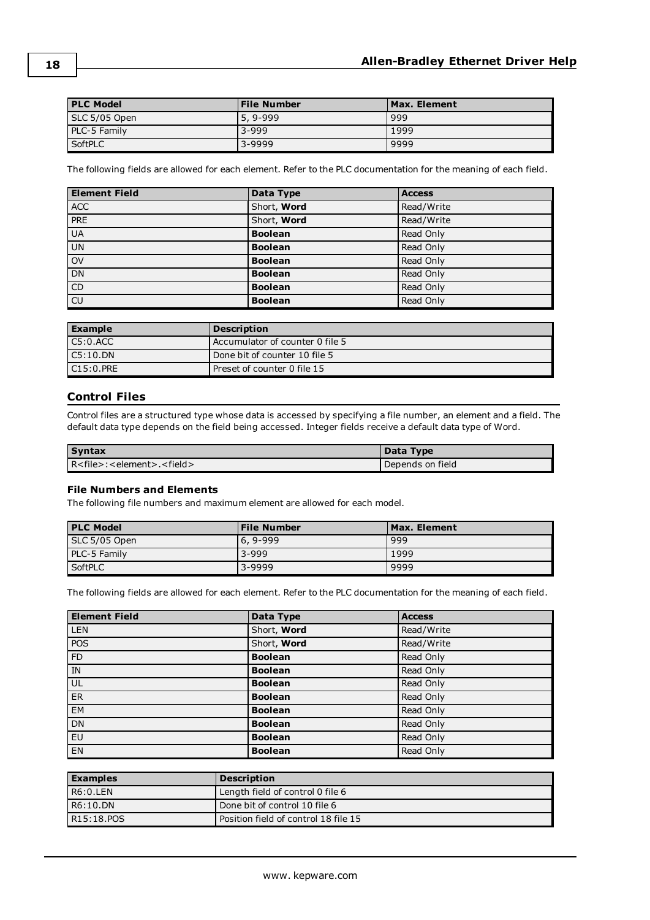| PLC Model | File Number | Max. Element |
| --- | --- | --- |
| SLC 5/05 Open | 5, 9-999 | 999 |
| PLC-5 Family | 3-999 | 1999 |
| SoftPLC | 3-9999 | 9999 |

The following fields are allowed for each element. Refer to the PLC documentation for the meaning of each field.

| Element Field | Data Type | Access |
| --- | --- | --- |
| ACC | Short, **Word** | Read/Write |
| PRE | Short, **Word** | Read/Write |
| UA | **Boolean** | Read Only |
| UN | **Boolean** | Read Only |
| OV | **Boolean** | Read Only |
| DN | **Boolean** | Read Only |
| CD | **Boolean** | Read Only |
| CU | **Boolean** | Read Only |

| Example | Description |
| --- | --- |
| C5:0.ACC | Accumulator of counter 0 file 5 |
| C5:10.DN | Done bit of counter 10 file 5 |
| C15:0.PRE | Preset of counter 0 file 15 |

## Control Files

Control files are a structured type whose data is accessed by specifying a file number, an element and a field. The default data type depends on the field being accessed. Integer fields receive a default data type of Word.

| Syntax | Data Type |
| --- | --- |
| R<file>:<element>.<field> | Depends on field |

### File Numbers and Elements

The following file numbers and maximum element are allowed for each model.

| PLC Model | File Number | Max. Element |
| --- | --- | --- |
| SLC 5/05 Open | 6, 9-999 | 999 |
| PLC-5 Family | 3-999 | 1999 |
| SoftPLC | 3-9999 | 9999 |

The following fields are allowed for each element. Refer to the PLC documentation for the meaning of each field.

| Element Field | Data Type | Access |
| --- | --- | --- |
| LEN | Short, **Word** | Read/Write |
| POS | Short, **Word** | Read/Write |
| FD | **Boolean** | Read Only |
| IN | **Boolean** | Read Only |
| UL | **Boolean** | Read Only |
| ER | **Boolean** | Read Only |
| EM | **Boolean** | Read Only |
| DN | **Boolean** | Read Only |
| EU | **Boolean** | Read Only |
| EN | **Boolean** | Read Only |

| Examples | Description |
| --- | --- |
| R6:0.LEN | Length field of control 0 file 6 |
| R6:10.DN | Done bit of control 10 file 6 |
| R15:18.POS | Position field of control 18 file 15 |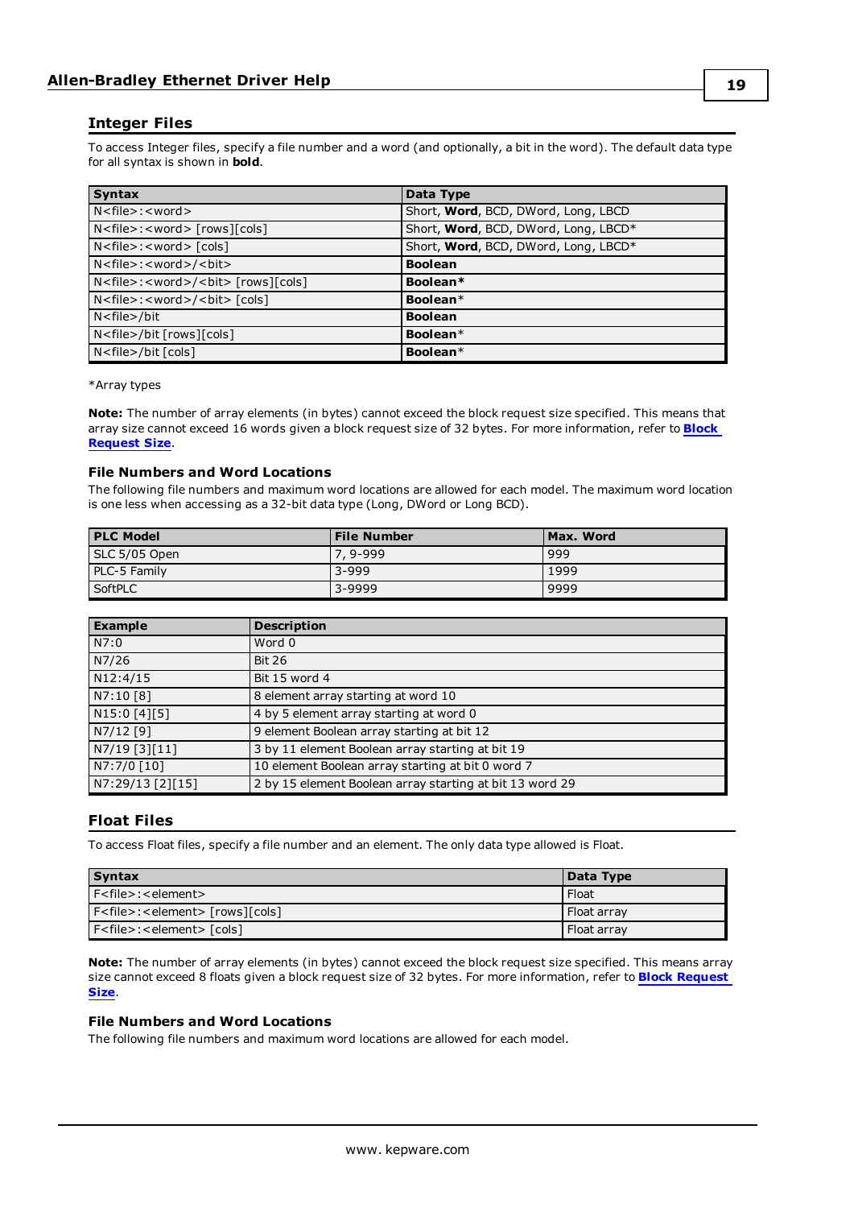## Integer Files

To access Integer files, specify a file number and a word (and optionally, a bit in the word). The default data type for all syntax is shown in **bold**.

| Syntax | Data Type |
|---|---|
| N<file>:<word> | Short, **Word**, BCD, DWord, Long, LBCD |
| N<file>:<word> [rows][cols] | Short, **Word**, BCD, DWord, Long, LBCD* |
| N<file>:<word> [cols] | Short, **Word**, BCD, DWord, Long, LBCD* |
| N<file>:<word>/<bit> | **Boolean** |
| N<file>:<word>/<bit> [rows][cols] | **Boolean*** |
| N<file>:<word>/<bit> [cols] | **Boolean*** |
| N<file>/bit | **Boolean** |
| N<file>/bit [rows][cols] | **Boolean*** |
| N<file>/bit [cols] | **Boolean*** |

*Array types

**Note:** The number of array elements (in bytes) cannot exceed the block request size specified. This means that array size cannot exceed 16 words given a block request size of 32 bytes. For more information, refer to **Block Request Size**.

### File Numbers and Word Locations

The following file numbers and maximum word locations are allowed for each model. The maximum word location is one less when accessing as a 32-bit data type (Long, DWord or Long BCD).

| PLC Model | File Number | Max. Word |
|---|---|---|
| SLC 5/05 Open | 7, 9-999 | 999 |
| PLC-5 Family | 3-999 | 1999 |
| SoftPLC | 3-9999 | 9999 |

| Example | Description |
|---|---|
| N7:0 | Word 0 |
| N7/26 | Bit 26 |
| N12:4/15 | Bit 15 word 4 |
| N7:10 [8] | 8 element array starting at word 10 |
| N15:0 [4][5] | 4 by 5 element array starting at word 0 |
| N7/12 [9] | 9 element Boolean array starting at bit 12 |
| N7/19 [3][11] | 3 by 11 element Boolean array starting at bit 19 |
| N7:7/0 [10] | 10 element Boolean array starting at bit 0 word 7 |
| N7:29/13 [2][15] | 2 by 15 element Boolean array starting at bit 13 word 29 |

## Float Files

To access Float files, specify a file number and an element. The only data type allowed is Float.

| Syntax | Data Type |
|---|---|
| F<file>:<element> | Float |
| F<file>:<element> [rows][cols] | Float array |
| F<file>:<element> [cols] | Float array |

**Note:** The number of array elements (in bytes) cannot exceed the block request size specified. This means array size cannot exceed 8 floats given a block request size of 32 bytes. For more information, refer to **Block Request Size**.

### File Numbers and Word Locations

The following file numbers and maximum word locations are allowed for each model.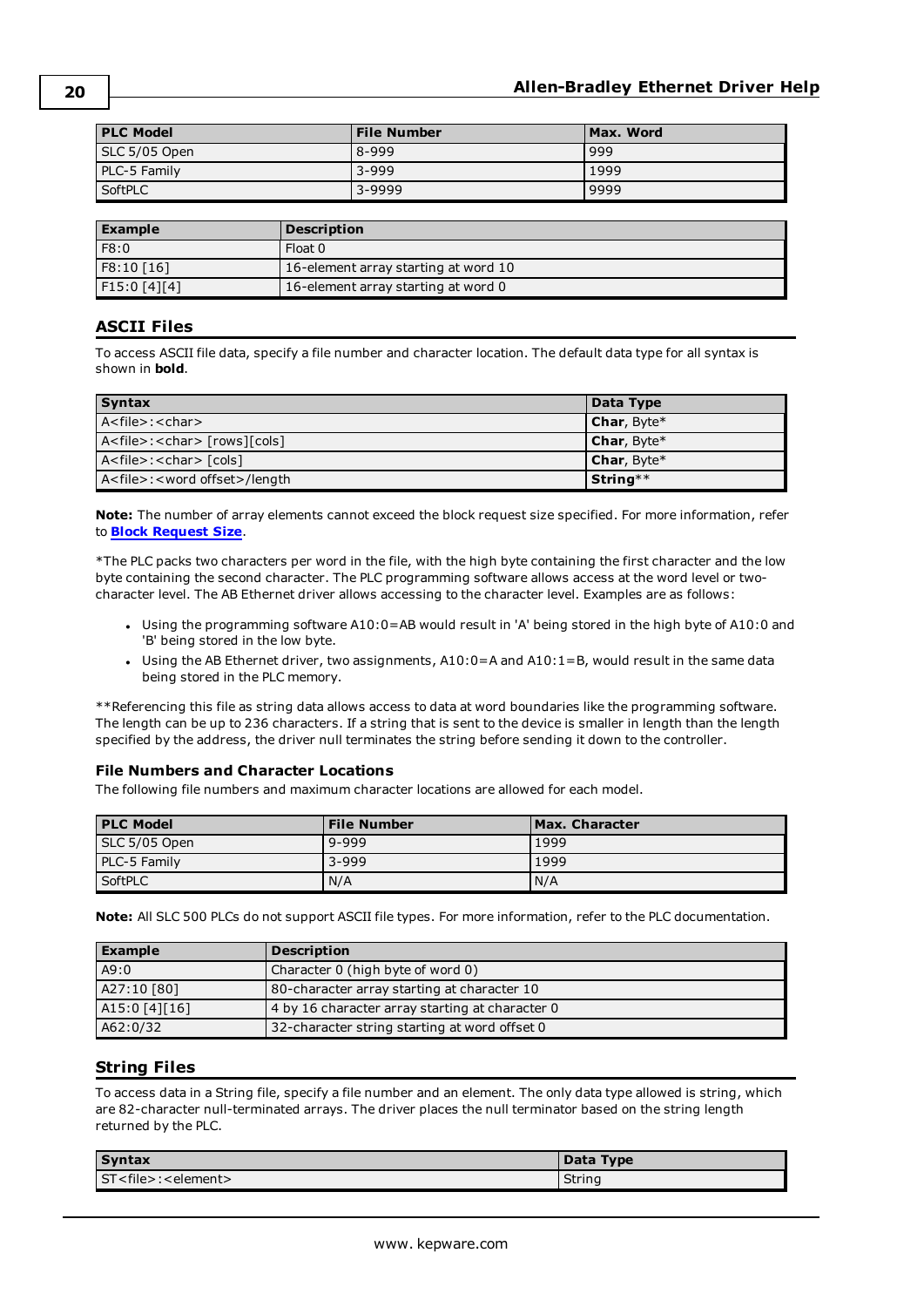| PLC Model | File Number | Max. Word |
| --- | --- | --- |
| SLC 5/05 Open | 8-999 | 999 |
| PLC-5 Family | 3-999 | 1999 |
| SoftPLC | 3-9999 | 9999 |

| Example | Description |
| --- | --- |
| F8:0 | Float 0 |
| F8:10 [16] | 16-element array starting at word 10 |
| F15:0 [4][4] | 16-element array starting at word 0 |

## ASCII Files

To access ASCII file data, specify a file number and character location. The default data type for all syntax is shown in **bold**.

| Syntax | Data Type |
| --- | --- |
| A<file>:<char> | **Char**, Byte* |
| A<file>:<char> [rows][cols] | **Char**, Byte* |
| A<file>:<char> [cols] | **Char**, Byte* |
| A<file>:<word offset>/length | **String**** |

**Note:** The number of array elements cannot exceed the block request size specified. For more information, refer to **Block Request Size**.

*The PLC packs two characters per word in the file, with the high byte containing the first character and the low byte containing the second character. The PLC programming software allows access at the word level or two-character level. The AB Ethernet driver allows accessing to the character level. Examples are as follows:

- Using the programming software A10:0=AB would result in 'A' being stored in the high byte of A10:0 and 'B' being stored in the low byte.
- Using the AB Ethernet driver, two assignments, A10:0=A and A10:1=B, would result in the same data being stored in the PLC memory.

**Referencing this file as string data allows access to data at word boundaries like the programming software. The length can be up to 236 characters. If a string that is sent to the device is smaller in length than the length specified by the address, the driver null terminates the string before sending it down to the controller.

### File Numbers and Character Locations

The following file numbers and maximum character locations are allowed for each model.

| PLC Model | File Number | Max. Character |
| --- | --- | --- |
| SLC 5/05 Open | 9-999 | 1999 |
| PLC-5 Family | 3-999 | 1999 |
| SoftPLC | N/A | N/A |

**Note:** All SLC 500 PLCs do not support ASCII file types. For more information, refer to the PLC documentation.

| Example | Description |
| --- | --- |
| A9:0 | Character 0 (high byte of word 0) |
| A27:10 [80] | 80-character array starting at character 10 |
| A15:0 [4][16] | 4 by 16 character array starting at character 0 |
| A62:0/32 | 32-character string starting at word offset 0 |

## String Files

To access data in a String file, specify a file number and an element. The only data type allowed is string, which are 82-character null-terminated arrays. The driver places the null terminator based on the string length returned by the PLC.

| Syntax | Data Type |
| --- | --- |
| ST<file>:<element> | String |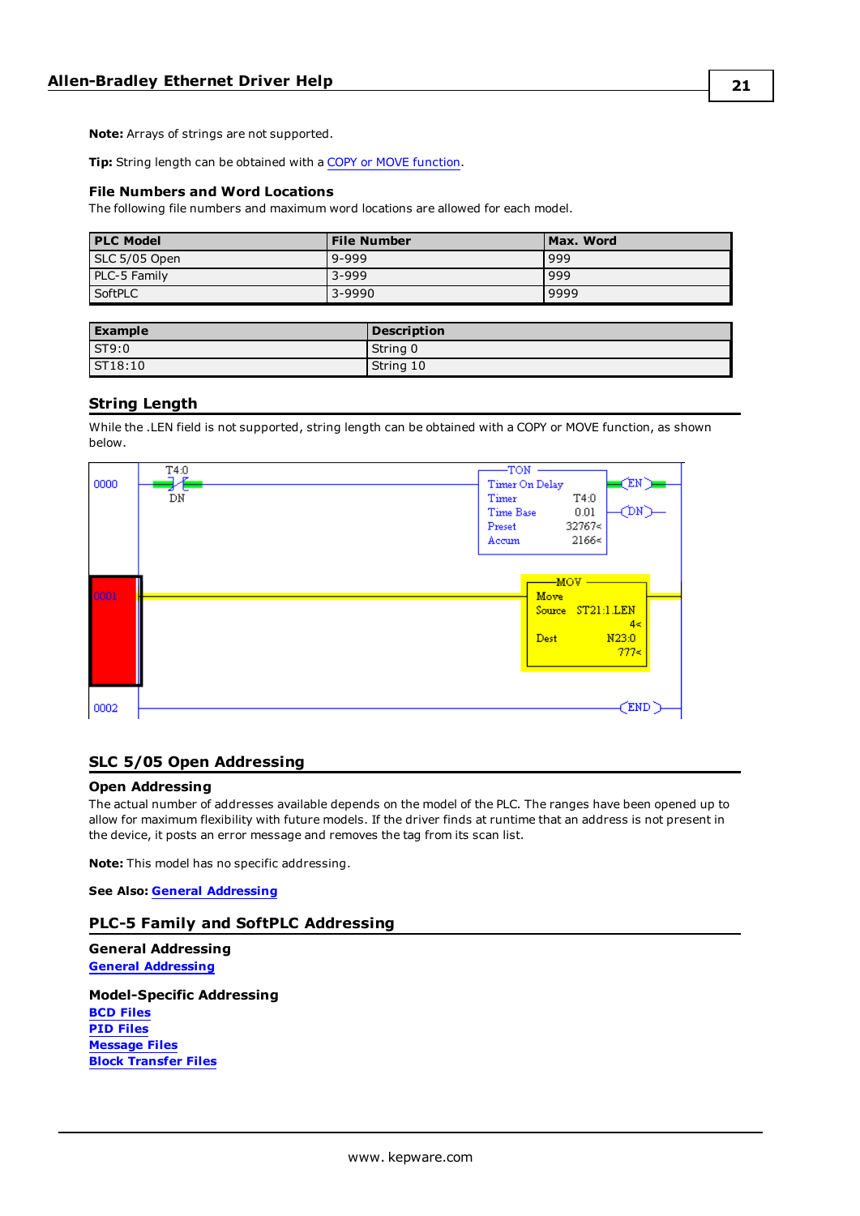**Note:** Arrays of strings are not supported.

**Tip:** String length can be obtained with a COPY or MOVE function.

### File Numbers and Word Locations

The following file numbers and maximum word locations are allowed for each model.

| PLC Model | File Number | Max. Word |
|---|---|---|
| SLC 5/05 Open | 9-999 | 999 |
| PLC-5 Family | 3-999 | 999 |
| SoftPLC | 3-9990 | 9999 |

| Example | Description |
|---|---|
| ST9:0 | String 0 |
| ST18:10 | String 10 |

## String Length

While the .LEN field is not supported, string length can be obtained with a COPY or MOVE function, as shown below.

## SLC 5/05 Open Addressing

### Open Addressing

The actual number of addresses available depends on the model of the PLC. The ranges have been opened up to allow for maximum flexibility with future models. If the driver finds at runtime that an address is not present in the device, it posts an error message and removes the tag from its scan list.

**Note:** This model has no specific addressing.

**See Also:** General Addressing

## PLC-5 Family and SoftPLC Addressing

### General Addressing

General Addressing

### Model-Specific Addressing

BCD Files
PID Files
Message Files
Block Transfer Files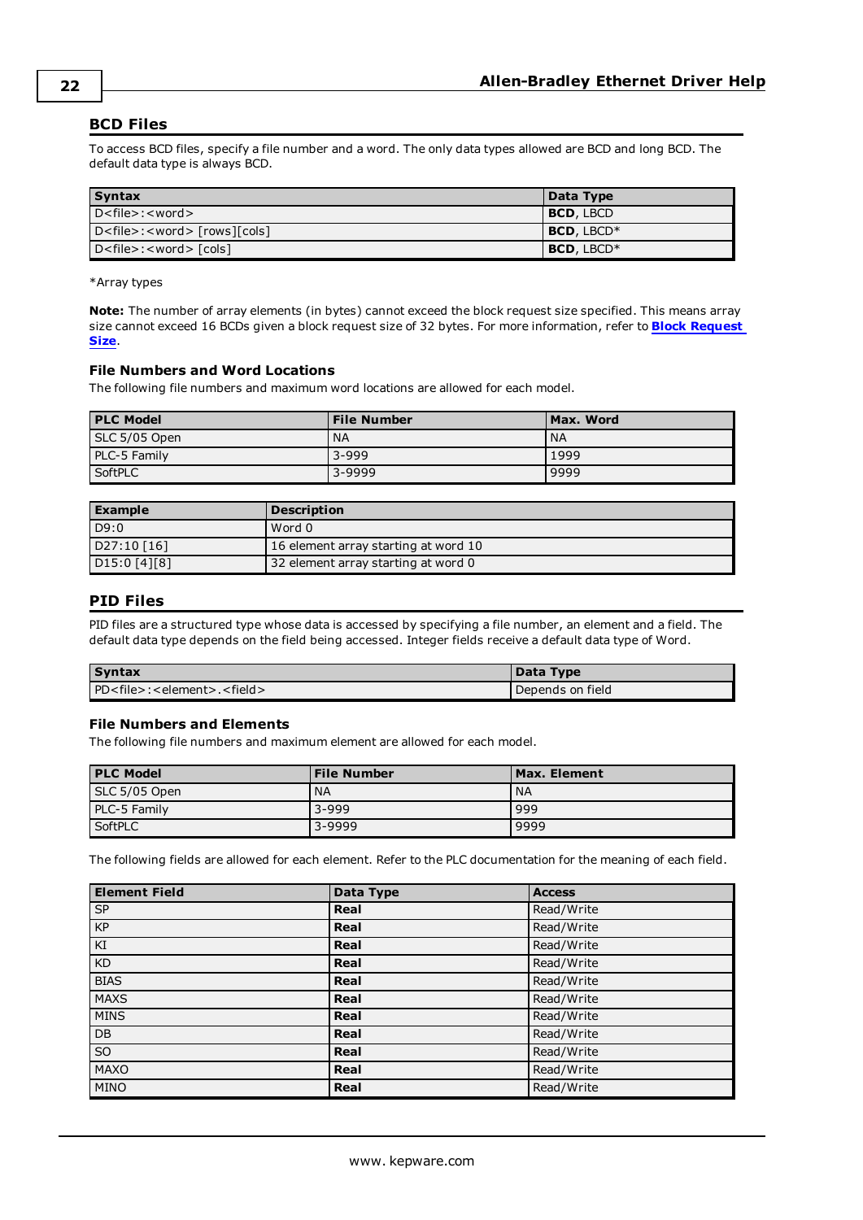## BCD Files

To access BCD files, specify a file number and a word. The only data types allowed are BCD and long BCD. The default data type is always BCD.

| Syntax | Data Type |
|---|---|
| D<file>:<word> | **BCD**, LBCD |
| D<file>:<word> [rows][cols] | **BCD**, LBCD* |
| D<file>:<word> [cols] | **BCD**, LBCD* |

*Array types

**Note:** The number of array elements (in bytes) cannot exceed the block request size specified. This means array size cannot exceed 16 BCDs given a block request size of 32 bytes. For more information, refer to **Block Request Size**.

### File Numbers and Word Locations

The following file numbers and maximum word locations are allowed for each model.

| PLC Model | File Number | Max. Word |
|---|---|---|
| SLC 5/05 Open | NA | NA |
| PLC-5 Family | 3-999 | 1999 |
| SoftPLC | 3-9999 | 9999 |

| Example | Description |
|---|---|
| D9:0 | Word 0 |
| D27:10 [16] | 16 element array starting at word 10 |
| D15:0 [4][8] | 32 element array starting at word 0 |

## PID Files

PID files are a structured type whose data is accessed by specifying a file number, an element and a field. The default data type depends on the field being accessed. Integer fields receive a default data type of Word.

| Syntax | Data Type |
|---|---|
| PD<file>:<element>.<field> | Depends on field |

### File Numbers and Elements

The following file numbers and maximum element are allowed for each model.

| PLC Model | File Number | Max. Element |
|---|---|---|
| SLC 5/05 Open | NA | NA |
| PLC-5 Family | 3-999 | 999 |
| SoftPLC | 3-9999 | 9999 |

The following fields are allowed for each element. Refer to the PLC documentation for the meaning of each field.

| Element Field | Data Type | Access |
|---|---|---|
| SP | **Real** | Read/Write |
| KP | **Real** | Read/Write |
| KI | **Real** | Read/Write |
| KD | **Real** | Read/Write |
| BIAS | **Real** | Read/Write |
| MAXS | **Real** | Read/Write |
| MINS | **Real** | Read/Write |
| DB | **Real** | Read/Write |
| SO | **Real** | Read/Write |
| MAXO | **Real** | Read/Write |
| MINO | **Real** | Read/Write |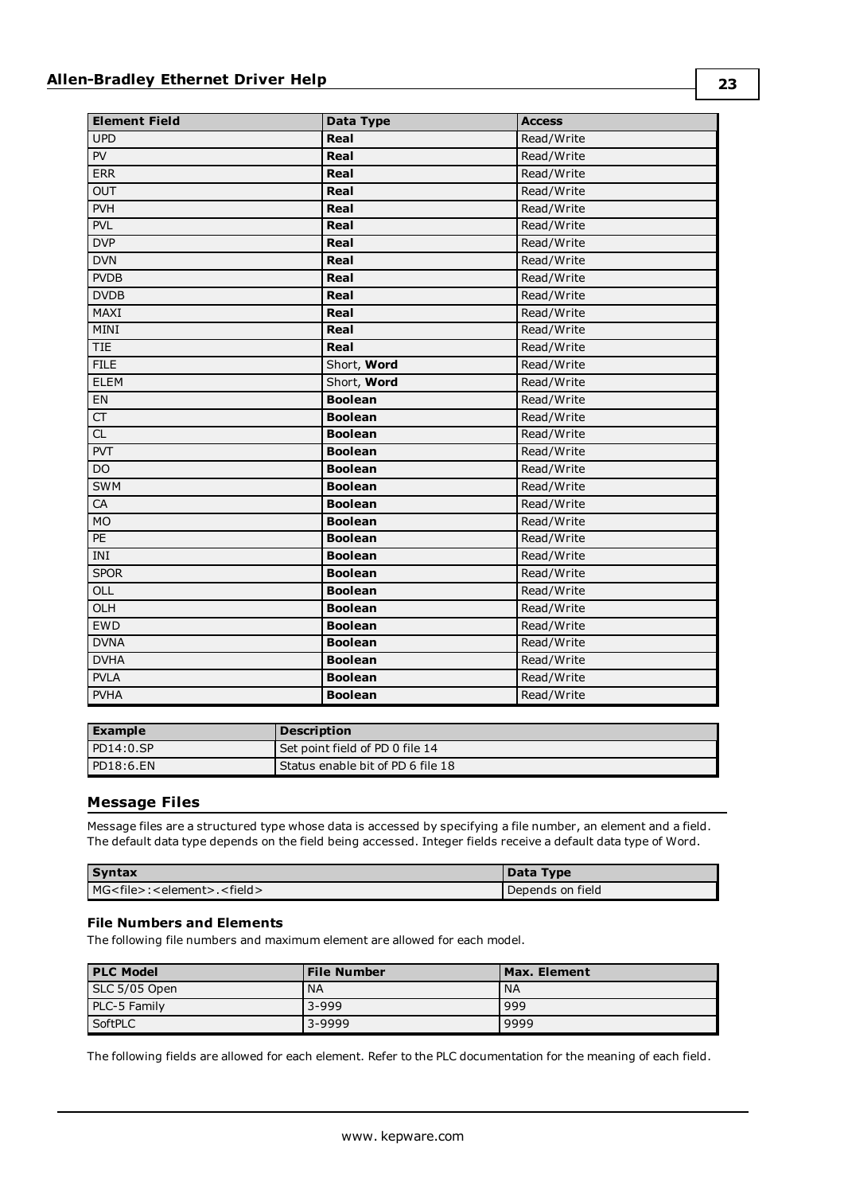| Element Field | Data Type | Access |
|---|---|---|
| UPD | **Real** | Read/Write |
| PV | **Real** | Read/Write |
| ERR | **Real** | Read/Write |
| OUT | **Real** | Read/Write |
| PVH | **Real** | Read/Write |
| PVL | **Real** | Read/Write |
| DVP | **Real** | Read/Write |
| DVN | **Real** | Read/Write |
| PVDB | **Real** | Read/Write |
| DVDB | **Real** | Read/Write |
| MAXI | **Real** | Read/Write |
| MINI | **Real** | Read/Write |
| TIE | **Real** | Read/Write |
| FILE | Short, **Word** | Read/Write |
| ELEM | Short, **Word** | Read/Write |
| EN | **Boolean** | Read/Write |
| CT | **Boolean** | Read/Write |
| CL | **Boolean** | Read/Write |
| PVT | **Boolean** | Read/Write |
| DO | **Boolean** | Read/Write |
| SWM | **Boolean** | Read/Write |
| CA | **Boolean** | Read/Write |
| MO | **Boolean** | Read/Write |
| PE | **Boolean** | Read/Write |
| INI | **Boolean** | Read/Write |
| SPOR | **Boolean** | Read/Write |
| OLL | **Boolean** | Read/Write |
| OLH | **Boolean** | Read/Write |
| EWD | **Boolean** | Read/Write |
| DVNA | **Boolean** | Read/Write |
| DVHA | **Boolean** | Read/Write |
| PVLA | **Boolean** | Read/Write |
| PVHA | **Boolean** | Read/Write |

| Example | Description |
|---|---|
| PD14:0.SP | Set point field of PD 0 file 14 |
| PD18:6.EN | Status enable bit of PD 6 file 18 |

## Message Files

Message files are a structured type whose data is accessed by specifying a file number, an element and a field. The default data type depends on the field being accessed. Integer fields receive a default data type of Word.

| Syntax | Data Type |
|---|---|
| MG<file>:<element>.<field> | Depends on field |

### File Numbers and Elements

The following file numbers and maximum element are allowed for each model.

| PLC Model | File Number | Max. Element |
|---|---|---|
| SLC 5/05 Open | NA | NA |
| PLC-5 Family | 3-999 | 999 |
| SoftPLC | 3-9999 | 9999 |

The following fields are allowed for each element. Refer to the PLC documentation for the meaning of each field.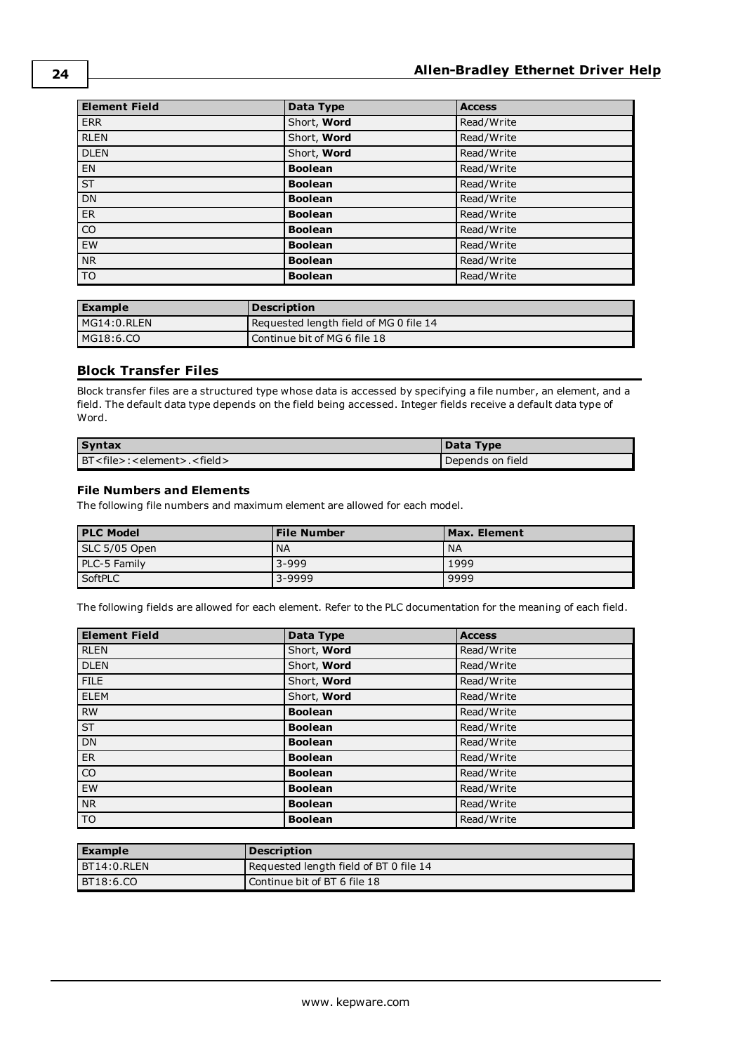| Element Field | Data Type | Access |
|---|---|---|
| ERR | Short, **Word** | Read/Write |
| RLEN | Short, **Word** | Read/Write |
| DLEN | Short, **Word** | Read/Write |
| EN | **Boolean** | Read/Write |
| ST | **Boolean** | Read/Write |
| DN | **Boolean** | Read/Write |
| ER | **Boolean** | Read/Write |
| CO | **Boolean** | Read/Write |
| EW | **Boolean** | Read/Write |
| NR | **Boolean** | Read/Write |
| TO | **Boolean** | Read/Write |

| Example | Description |
|---|---|
| MG14:0.RLEN | Requested length field of MG 0 file 14 |
| MG18:6.CO | Continue bit of MG 6 file 18 |

## Block Transfer Files

Block transfer files are a structured type whose data is accessed by specifying a file number, an element, and a field. The default data type depends on the field being accessed. Integer fields receive a default data type of Word.

| Syntax | Data Type |
|---|---|
| BT<file>:<element>.<field> | Depends on field |

### File Numbers and Elements

The following file numbers and maximum element are allowed for each model.

| PLC Model | File Number | Max. Element |
|---|---|---|
| SLC 5/05 Open | NA | NA |
| PLC-5 Family | 3-999 | 1999 |
| SoftPLC | 3-9999 | 9999 |

The following fields are allowed for each element. Refer to the PLC documentation for the meaning of each field.

| Element Field | Data Type | Access |
|---|---|---|
| RLEN | Short, **Word** | Read/Write |
| DLEN | Short, **Word** | Read/Write |
| FILE | Short, **Word** | Read/Write |
| ELEM | Short, **Word** | Read/Write |
| RW | **Boolean** | Read/Write |
| ST | **Boolean** | Read/Write |
| DN | **Boolean** | Read/Write |
| ER | **Boolean** | Read/Write |
| CO | **Boolean** | Read/Write |
| EW | **Boolean** | Read/Write |
| NR | **Boolean** | Read/Write |
| TO | **Boolean** | Read/Write |

| Example | Description |
|---|---|
| BT14:0.RLEN | Requested length field of BT 0 file 14 |
| BT18:6.CO | Continue bit of BT 6 file 18 |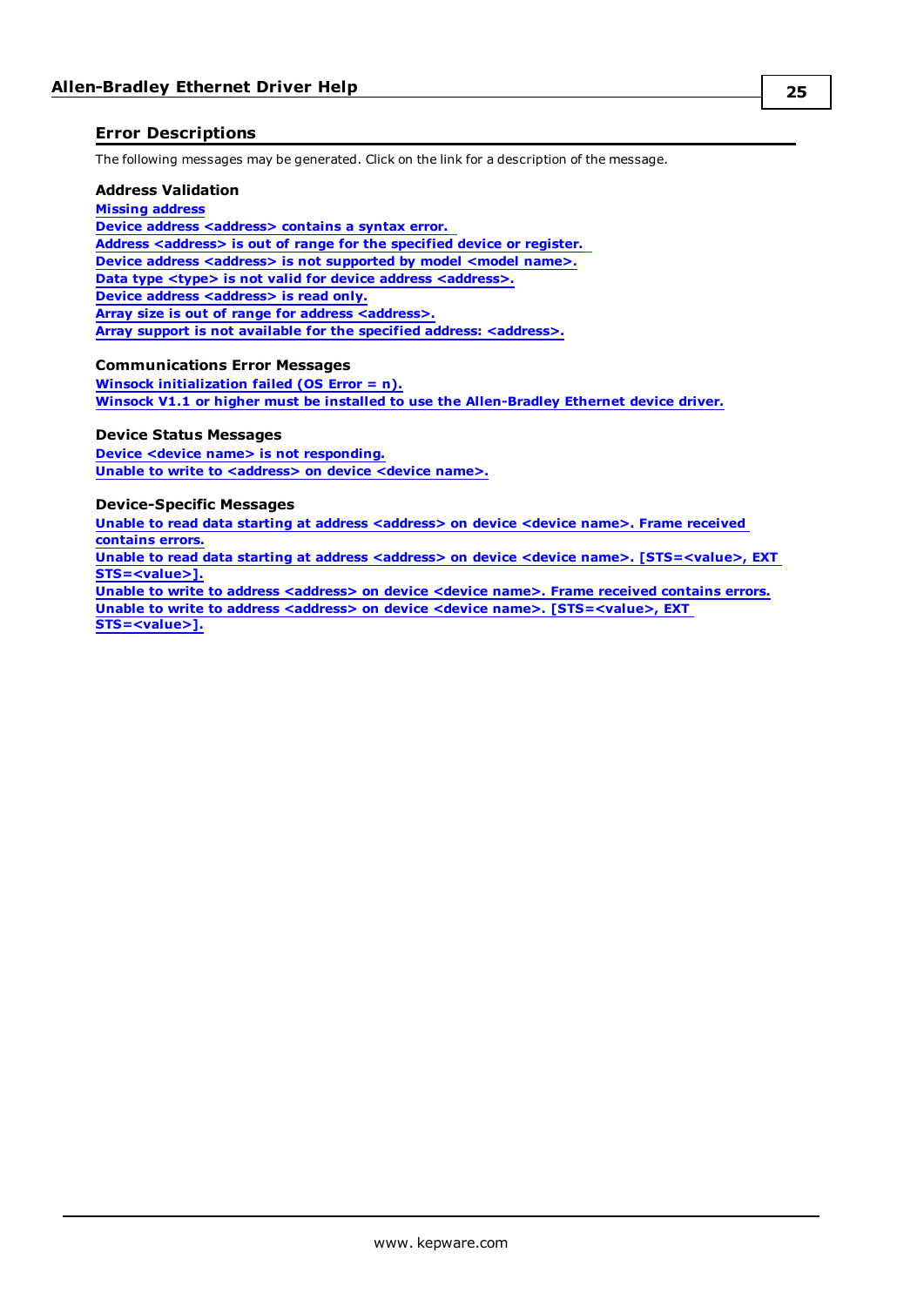## Error Descriptions

The following messages may be generated. Click on the link for a description of the message.

### Address Validation

**Missing address**
**Device address <address> contains a syntax error.**
**Address <address> is out of range for the specified device or register.**
**Device address <address> is not supported by model <model name>.**
**Data type <type> is not valid for device address <address>.**
**Device address <address> is read only.**
**Array size is out of range for address <address>.**
**Array support is not available for the specified address: <address>.**

### Communications Error Messages

**Winsock initialization failed (OS Error = n).**
**Winsock V1.1 or higher must be installed to use the Allen-Bradley Ethernet device driver.**

### Device Status Messages

**Device <device name> is not responding.**
**Unable to write to <address> on device <device name>.**

### Device-Specific Messages

**Unable to read data starting at address <address> on device <device name>. Frame received contains errors.**
**Unable to read data starting at address <address> on device <device name>. [STS=<value>, EXT STS=<value>].**
**Unable to write to address <address> on device <device name>. Frame received contains errors.**
**Unable to write to address <address> on device <device name>. [STS=<value>, EXT STS=<value>].**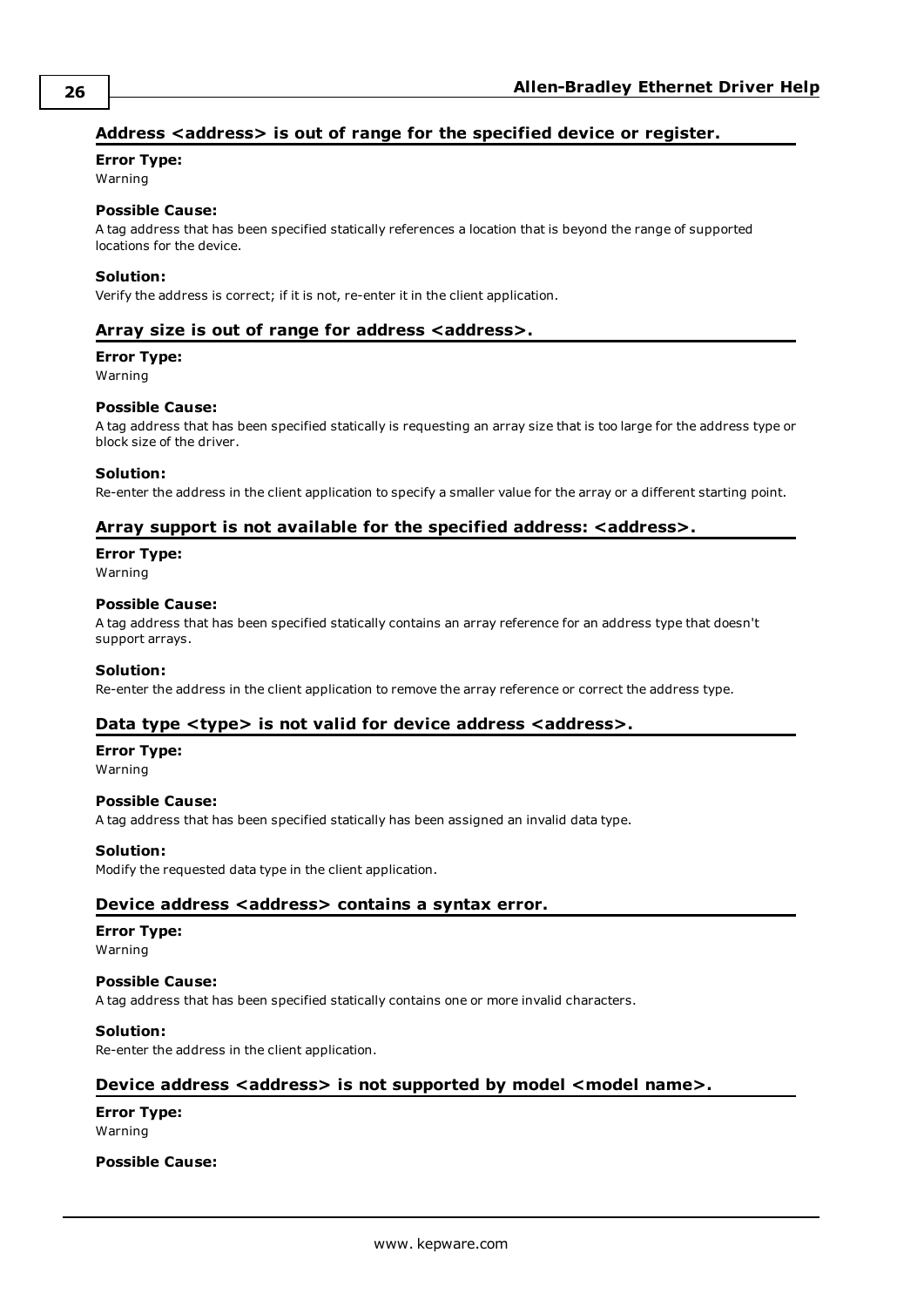### Address <address> is out of range for the specified device or register.

**Error Type:**
Warning

**Possible Cause:**
A tag address that has been specified statically references a location that is beyond the range of supported locations for the device.

**Solution:**
Verify the address is correct; if it is not, re-enter it in the client application.

### Array size is out of range for address <address>.

**Error Type:**
Warning

**Possible Cause:**
A tag address that has been specified statically is requesting an array size that is too large for the address type or block size of the driver.

**Solution:**
Re-enter the address in the client application to specify a smaller value for the array or a different starting point.

### Array support is not available for the specified address: <address>.

**Error Type:**
Warning

**Possible Cause:**
A tag address that has been specified statically contains an array reference for an address type that doesn't support arrays.

**Solution:**
Re-enter the address in the client application to remove the array reference or correct the address type.

### Data type <type> is not valid for device address <address>.

**Error Type:**
Warning

**Possible Cause:**
A tag address that has been specified statically has been assigned an invalid data type.

**Solution:**
Modify the requested data type in the client application.

### Device address <address> contains a syntax error.

**Error Type:**
Warning

**Possible Cause:**
A tag address that has been specified statically contains one or more invalid characters.

**Solution:**
Re-enter the address in the client application.

### Device address <address> is not supported by model <model name>.

**Error Type:**
Warning

**Possible Cause:**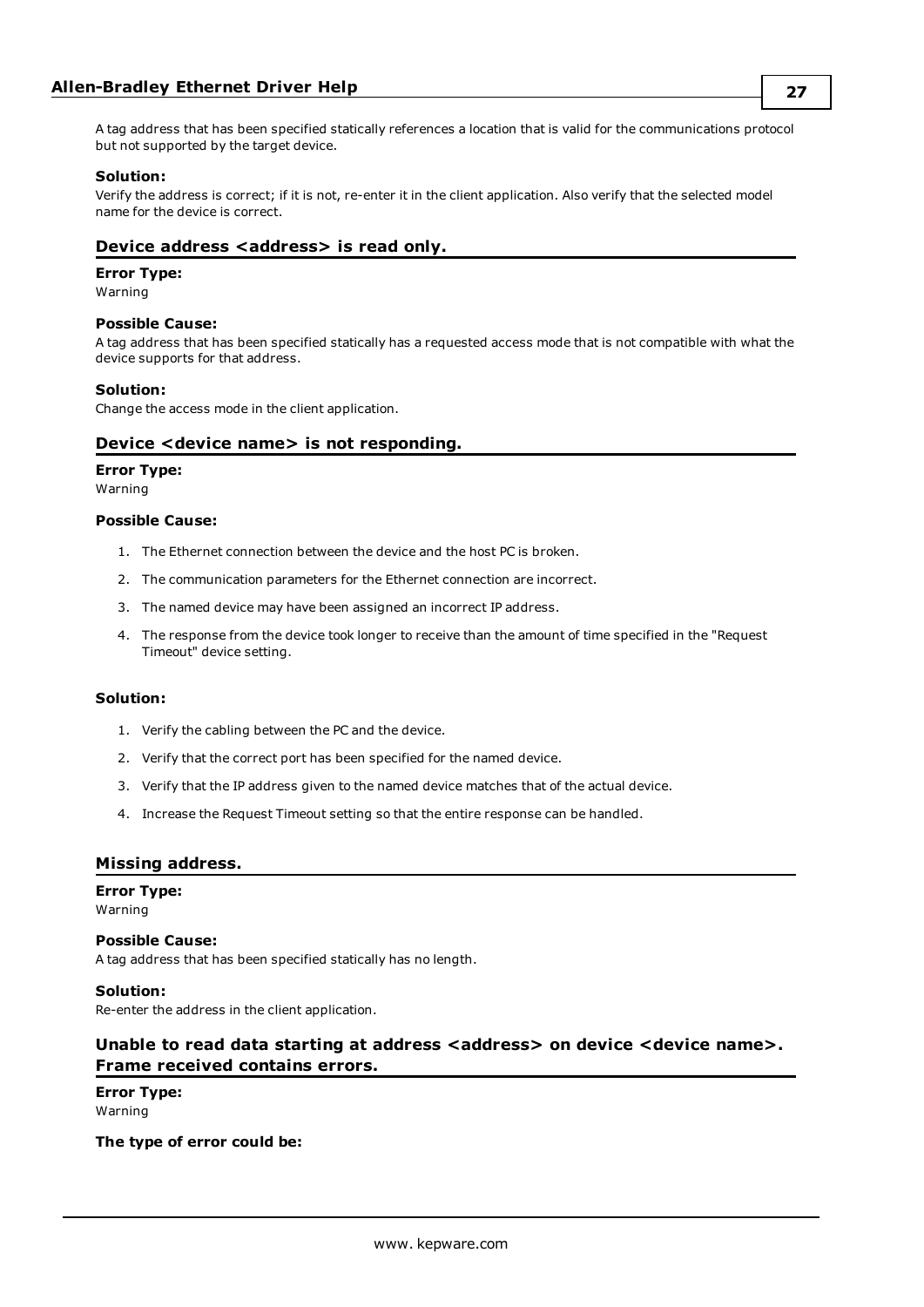A tag address that has been specified statically references a location that is valid for the communications protocol but not supported by the target device.

**Solution:**
Verify the address is correct; if it is not, re-enter it in the client application. Also verify that the selected model name for the device is correct.

## Device address <address> is read only.

**Error Type:**
Warning

**Possible Cause:**
A tag address that has been specified statically has a requested access mode that is not compatible with what the device supports for that address.

**Solution:**
Change the access mode in the client application.

## Device <device name> is not responding.

**Error Type:**
Warning

**Possible Cause:**

1. The Ethernet connection between the device and the host PC is broken.
2. The communication parameters for the Ethernet connection are incorrect.
3. The named device may have been assigned an incorrect IP address.
4. The response from the device took longer to receive than the amount of time specified in the "Request Timeout" device setting.

**Solution:**

1. Verify the cabling between the PC and the device.
2. Verify that the correct port has been specified for the named device.
3. Verify that the IP address given to the named device matches that of the actual device.
4. Increase the Request Timeout setting so that the entire response can be handled.

## Missing address.

**Error Type:**
Warning

**Possible Cause:**
A tag address that has been specified statically has no length.

**Solution:**
Re-enter the address in the client application.

## Unable to read data starting at address <address> on device <device name>. Frame received contains errors.

**Error Type:**
Warning

**The type of error could be:**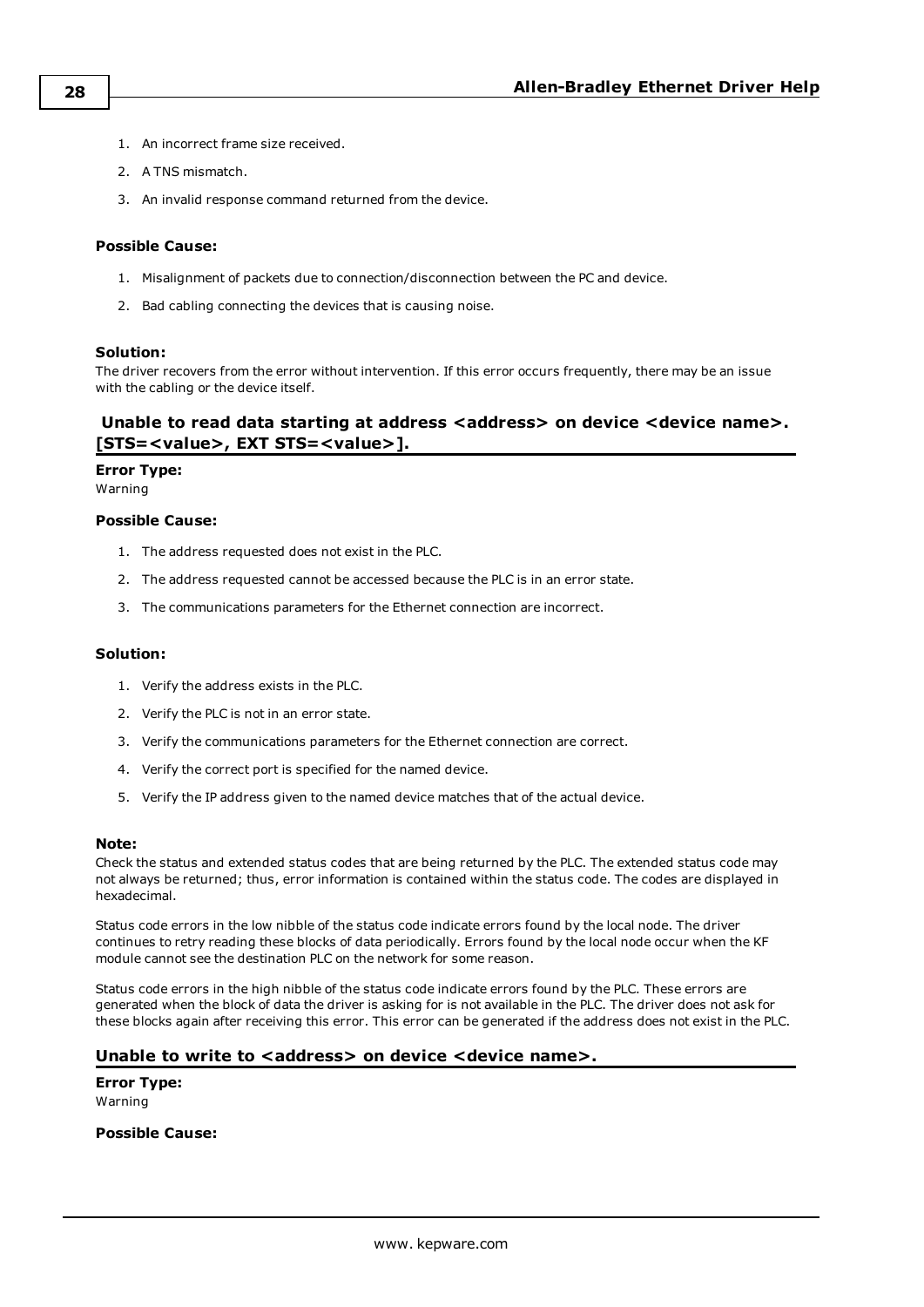1. An incorrect frame size received.
2. A TNS mismatch.
3. An invalid response command returned from the device.

#### Possible Cause:

1. Misalignment of packets due to connection/disconnection between the PC and device.
2. Bad cabling connecting the devices that is causing noise.

#### Solution:

The driver recovers from the error without intervention. If this error occurs frequently, there may be an issue with the cabling or the device itself.

### Unable to read data starting at address <address> on device <device name>. [STS=<value>, EXT STS=<value>].

#### Error Type:

Warning

#### Possible Cause:

1. The address requested does not exist in the PLC.
2. The address requested cannot be accessed because the PLC is in an error state.
3. The communications parameters for the Ethernet connection are incorrect.

#### Solution:

1. Verify the address exists in the PLC.
2. Verify the PLC is not in an error state.
3. Verify the communications parameters for the Ethernet connection are correct.
4. Verify the correct port is specified for the named device.
5. Verify the IP address given to the named device matches that of the actual device.

#### Note:

Check the status and extended status codes that are being returned by the PLC. The extended status code may not always be returned; thus, error information is contained within the status code. The codes are displayed in hexadecimal.

Status code errors in the low nibble of the status code indicate errors found by the local node. The driver continues to retry reading these blocks of data periodically. Errors found by the local node occur when the KF module cannot see the destination PLC on the network for some reason.

Status code errors in the high nibble of the status code indicate errors found by the PLC. These errors are generated when the block of data the driver is asking for is not available in the PLC. The driver does not ask for these blocks again after receiving this error. This error can be generated if the address does not exist in the PLC.

### Unable to write to <address> on device <device name>.

#### Error Type:

Warning

#### Possible Cause: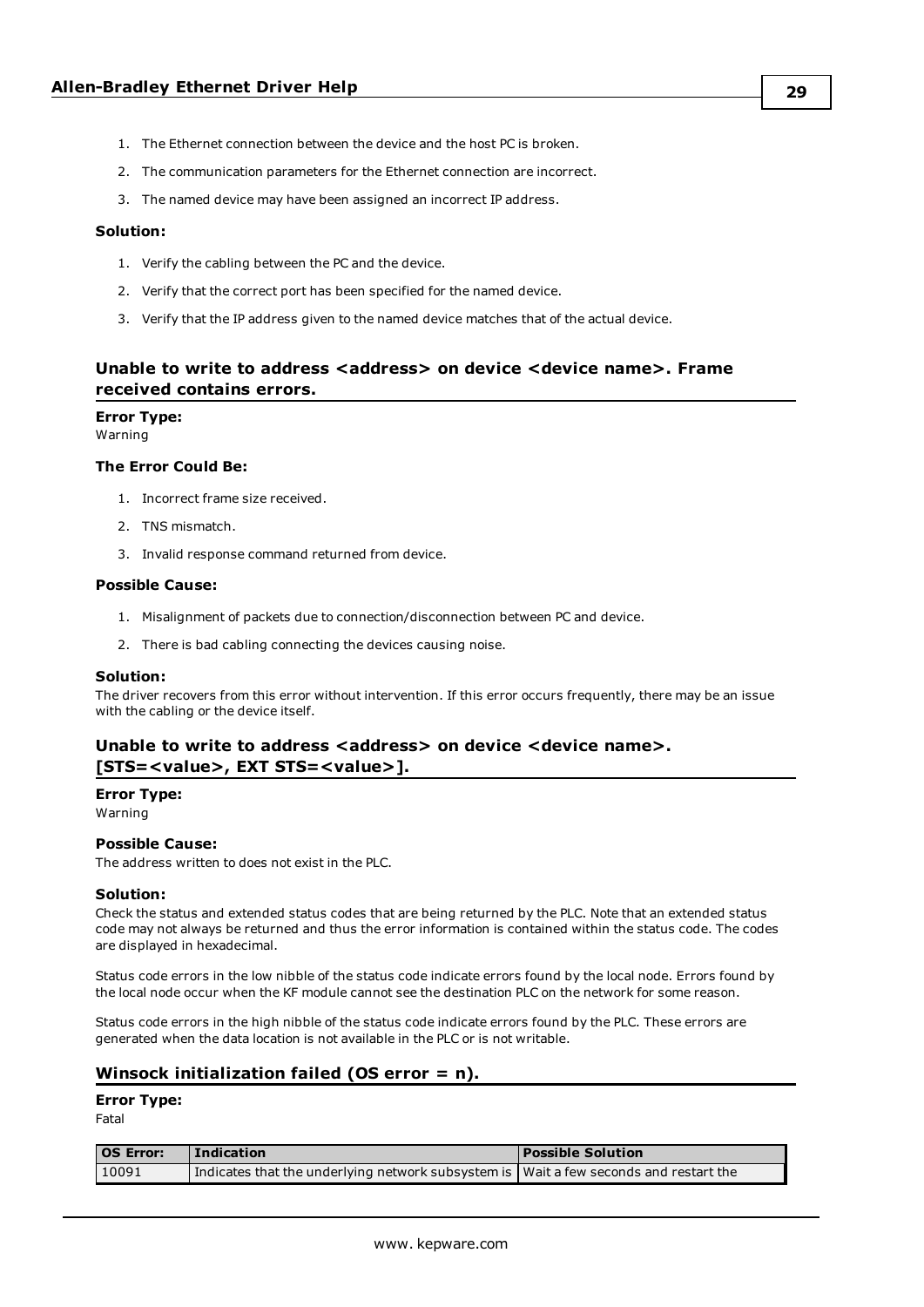1. The Ethernet connection between the device and the host PC is broken.
2. The communication parameters for the Ethernet connection are incorrect.
3. The named device may have been assigned an incorrect IP address.

**Solution:**

1. Verify the cabling between the PC and the device.
2. Verify that the correct port has been specified for the named device.
3. Verify that the IP address given to the named device matches that of the actual device.

## Unable to write to address <address> on device <device name>. Frame received contains errors.

**Error Type:**
Warning

**The Error Could Be:**

1. Incorrect frame size received.
2. TNS mismatch.
3. Invalid response command returned from device.

**Possible Cause:**

1. Misalignment of packets due to connection/disconnection between PC and device.
2. There is bad cabling connecting the devices causing noise.

**Solution:**
The driver recovers from this error without intervention. If this error occurs frequently, there may be an issue with the cabling or the device itself.

## Unable to write to address <address> on device <device name>. [STS=<value>, EXT STS=<value>].

**Error Type:**
Warning

**Possible Cause:**
The address written to does not exist in the PLC.

**Solution:**
Check the status and extended status codes that are being returned by the PLC. Note that an extended status code may not always be returned and thus the error information is contained within the status code. The codes are displayed in hexadecimal.

Status code errors in the low nibble of the status code indicate errors found by the local node. Errors found by the local node occur when the KF module cannot see the destination PLC on the network for some reason.

Status code errors in the high nibble of the status code indicate errors found by the PLC. These errors are generated when the data location is not available in the PLC or is not writable.

## Winsock initialization failed (OS error = n).

**Error Type:**
Fatal

| OS Error: | Indication | Possible Solution |
| --- | --- | --- |
| 10091 | Indicates that the underlying network subsystem is | Wait a few seconds and restart the |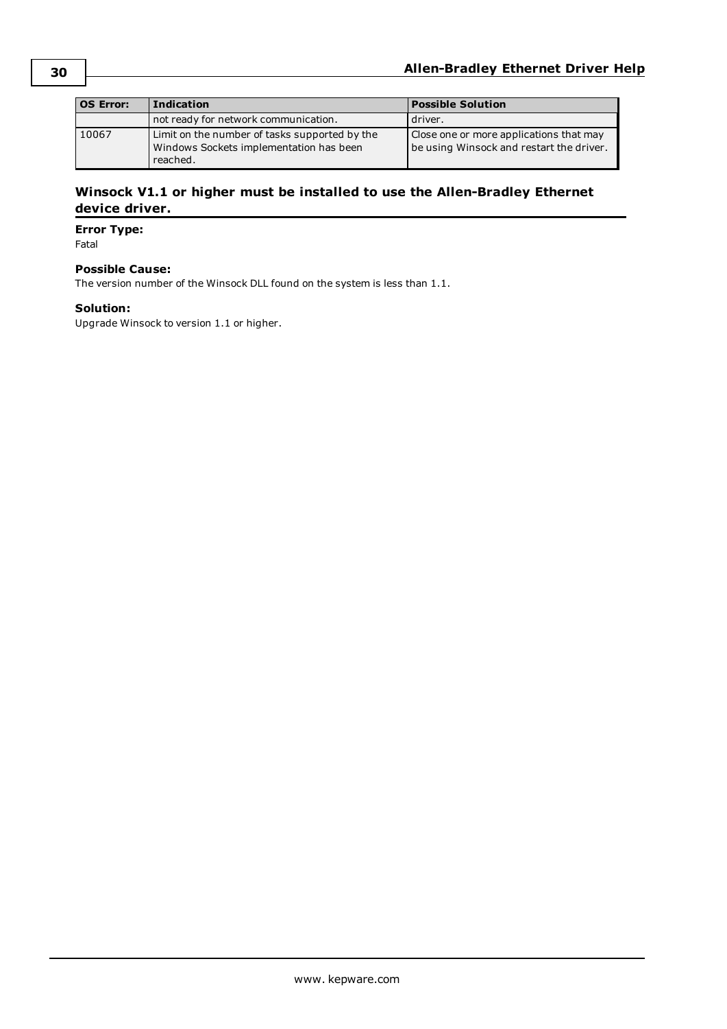| OS Error: | Indication | Possible Solution |
| --- | --- | --- |
| | not ready for network communication. | driver. |
| 10067 | Limit on the number of tasks supported by the Windows Sockets implementation has been reached. | Close one or more applications that may be using Winsock and restart the driver. |

## Winsock V1.1 or higher must be installed to use the Allen-Bradley Ethernet device driver.

**Error Type:**
Fatal

**Possible Cause:**
The version number of the Winsock DLL found on the system is less than 1.1.

**Solution:**
Upgrade Winsock to version 1.1 or higher.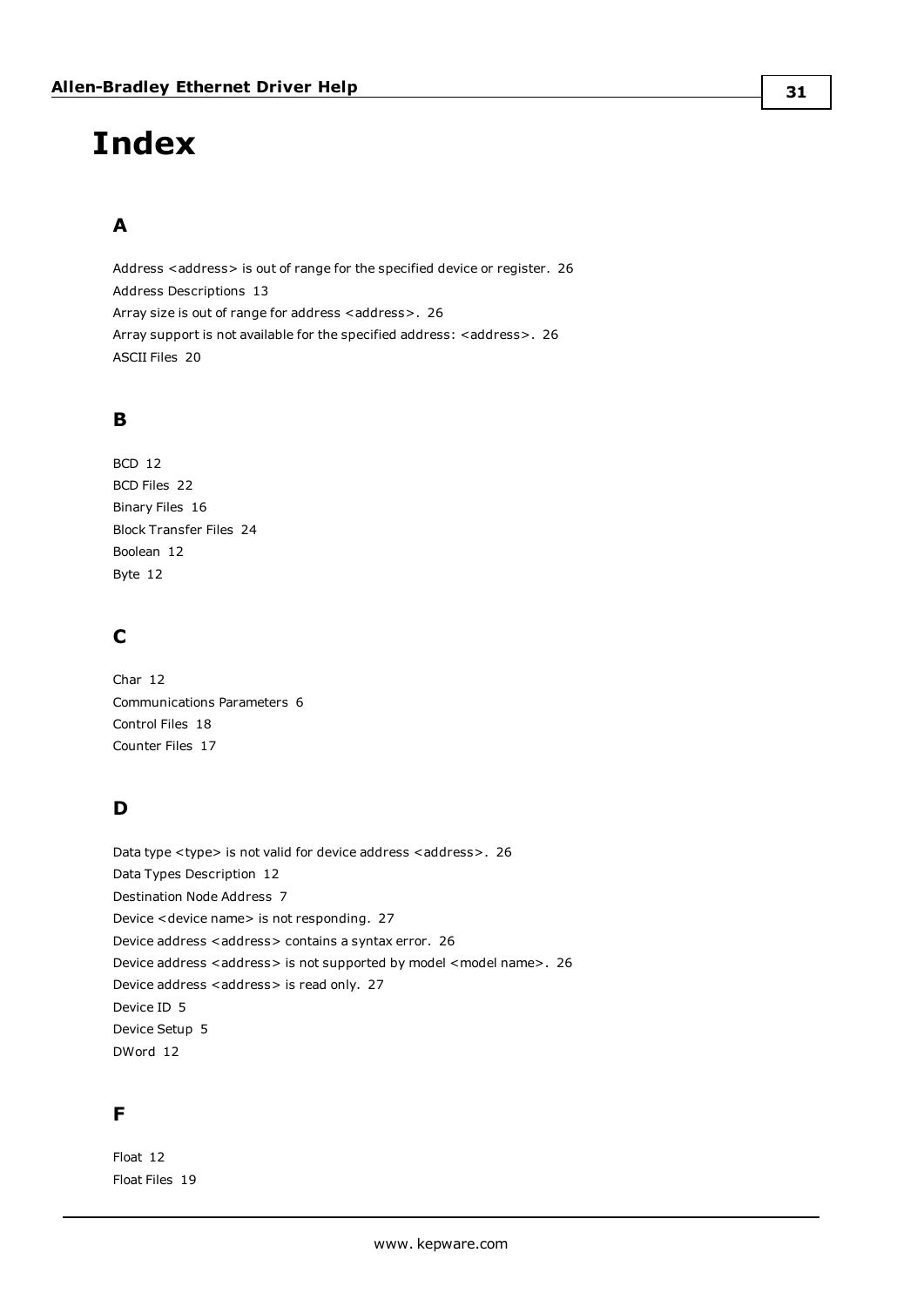# Index

## A

Address <address> is out of range for the specified device or register. 26
Address Descriptions 13
Array size is out of range for address <address>. 26
Array support is not available for the specified address: <address>. 26
ASCII Files 20

## B

BCD 12
BCD Files 22
Binary Files 16
Block Transfer Files 24
Boolean 12
Byte 12

## C

Char 12
Communications Parameters 6
Control Files 18
Counter Files 17

## D

Data type <type> is not valid for device address <address>. 26
Data Types Description 12
Destination Node Address 7
Device <device name> is not responding. 27
Device address <address> contains a syntax error. 26
Device address <address> is not supported by model <model name>. 26
Device address <address> is read only. 27
Device ID 5
Device Setup 5
DWord 12

## F

Float 12
Float Files 19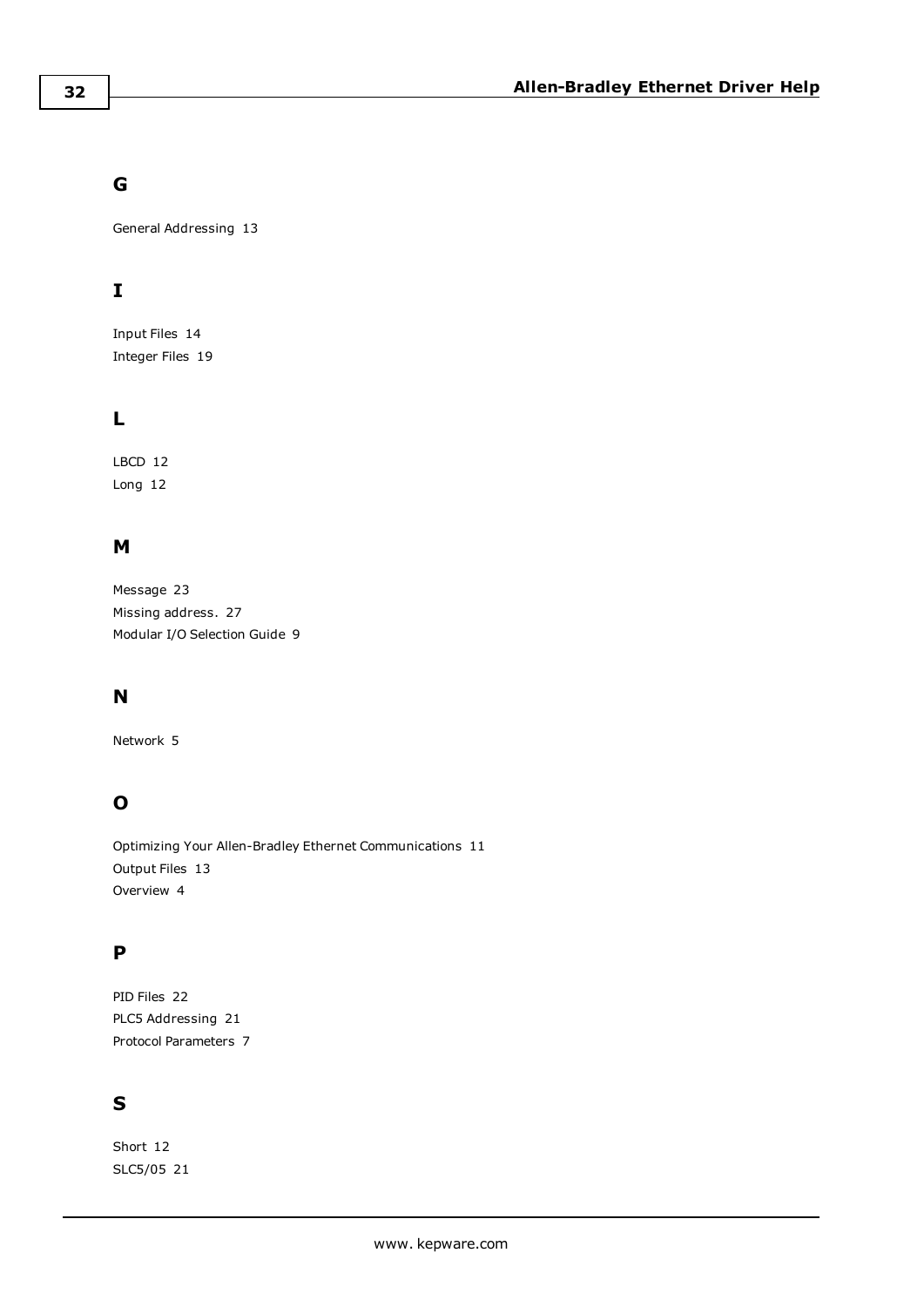# G

General Addressing 13

# I

Input Files 14
Integer Files 19

# L

LBCD 12
Long 12

# M

Message 23
Missing address. 27
Modular I/O Selection Guide 9

# N

Network 5

# O

Optimizing Your Allen-Bradley Ethernet Communications 11
Output Files 13
Overview 4

# P

PID Files 22
PLC5 Addressing 21
Protocol Parameters 7

# S

Short 12
SLC5/05 21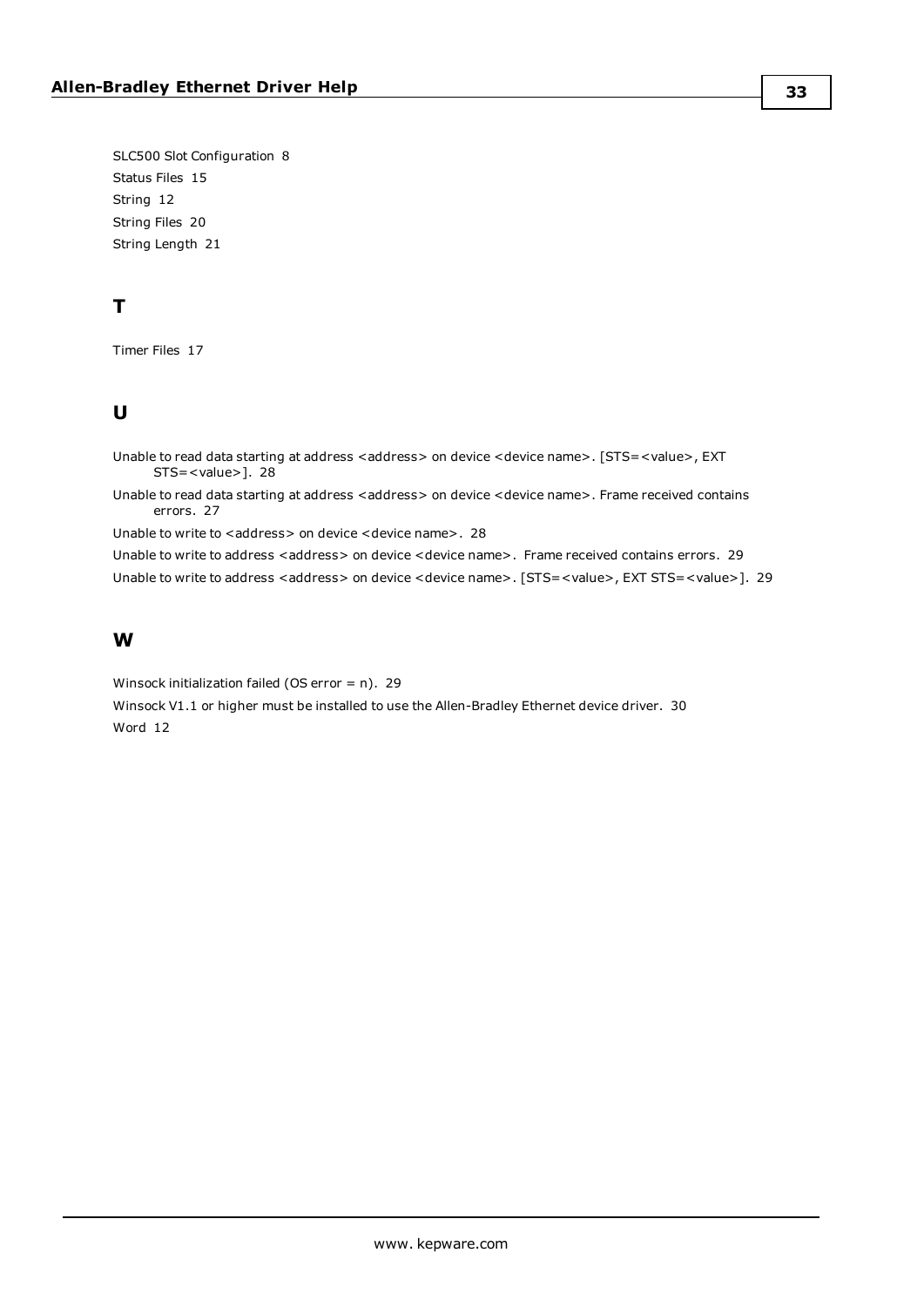SLC500 Slot Configuration 8

Status Files 15

String 12

String Files 20

String Length 21

## T

Timer Files 17

## U

Unable to read data starting at address <address> on device <device name>. [STS=<value>, EXT STS=<value>]. 28

Unable to read data starting at address <address> on device <device name>. Frame received contains errors. 27

Unable to write to <address> on device <device name>. 28

Unable to write to address <address> on device <device name>. Frame received contains errors. 29

Unable to write to address <address> on device <device name>. [STS=<value>, EXT STS=<value>]. 29

## W

Winsock initialization failed (OS error = n). 29

Winsock V1.1 or higher must be installed to use the Allen-Bradley Ethernet device driver. 30

Word 12